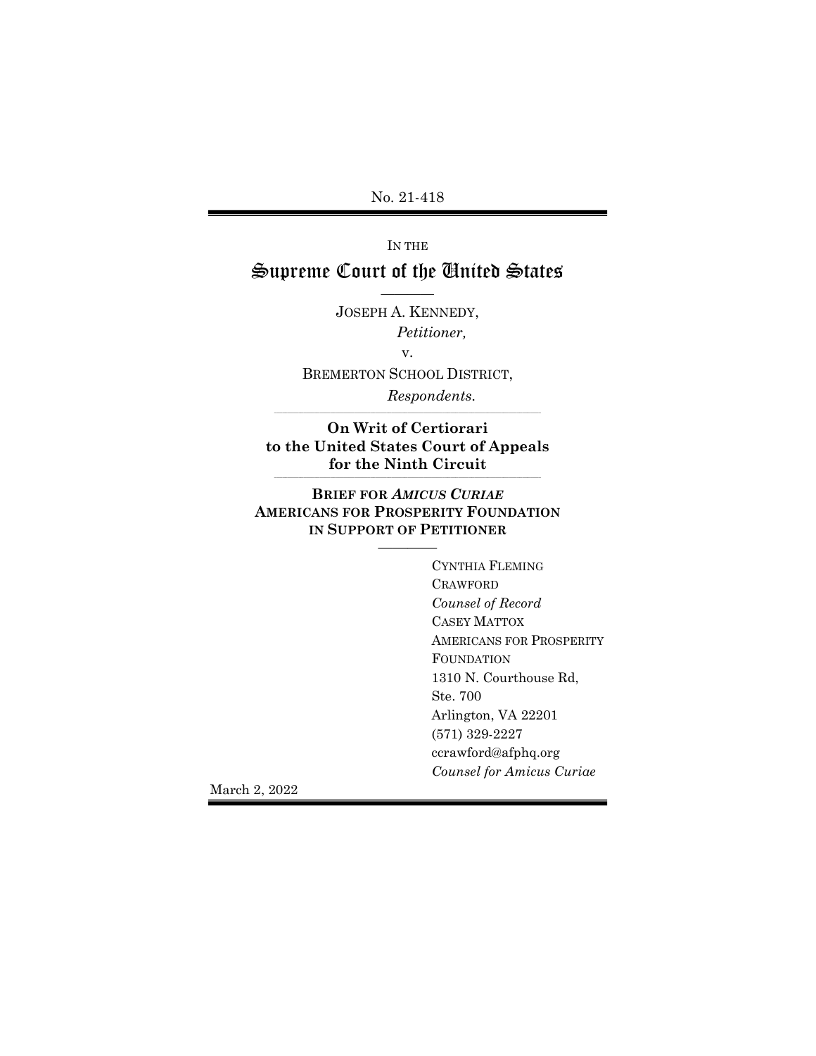No. 21-418

IN THE

# Supreme Court of the United States

JOSEPH A. KENNEDY,
*Petitioner,*

v.

BREMERTON SCHOOL DISTRICT,
*Respondents.*

**On Writ of Certiorari to the United States Court of Appeals for the Ninth Circuit**

**BRIEF FOR *AMICUS CURIAE* AMERICANS FOR PROSPERITY FOUNDATION IN SUPPORT OF PETITIONER**

CYNTHIA FLEMING CRAWFORD
*Counsel of Record*
CASEY MATTOX
AMERICANS FOR PROSPERITY FOUNDATION
1310 N. Courthouse Rd, Ste. 700
Arlington, VA 22201
(571) 329-2227
ccrawford@afphq.org
*Counsel for Amicus Curiae*

March 2, 2022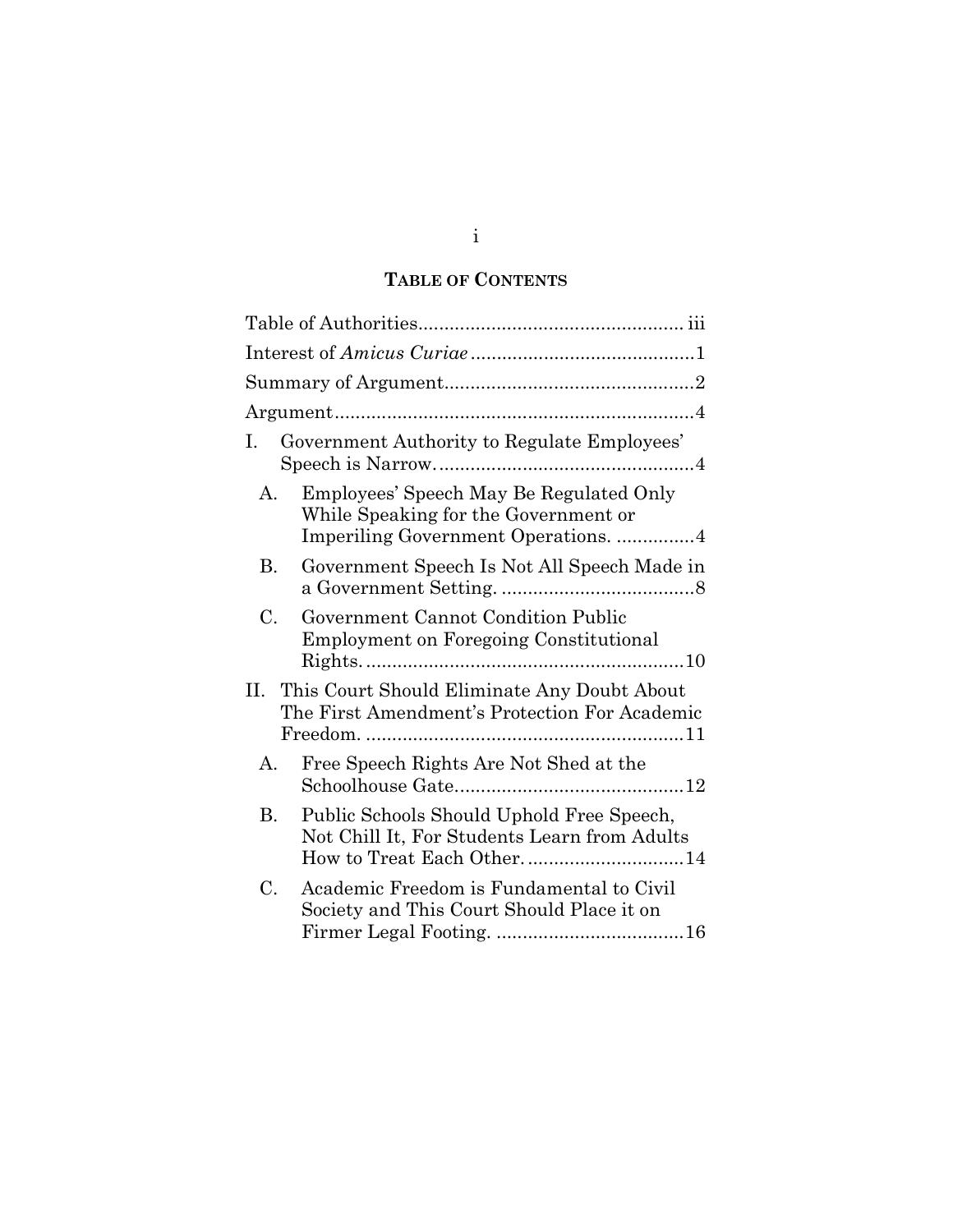## TABLE OF CONTENTS

Table of Authorities .................................................. iii

Interest of *Amicus Curiae* .......................................... 1

Summary of Argument ............................................... 2

Argument .................................................................... 4

I. Government Authority to Regulate Employees' Speech is Narrow. ................................................ 4

   A. Employees' Speech May Be Regulated Only While Speaking for the Government or Imperiling Government Operations. ............... 4

   B. Government Speech Is Not All Speech Made in a Government Setting. .................................... 8

   C. Government Cannot Condition Public Employment on Foregoing Constitutional Rights. ............................................................ 10

II. This Court Should Eliminate Any Doubt About The First Amendment's Protection For Academic Freedom. ............................................................ 11

   A. Free Speech Rights Are Not Shed at the Schoolhouse Gate ........................................... 12

   B. Public Schools Should Uphold Free Speech, Not Chill It, For Students Learn from Adults How to Treat Each Other. .............................. 14

   C. Academic Freedom is Fundamental to Civil Society and This Court Should Place it on Firmer Legal Footing. ................................... 16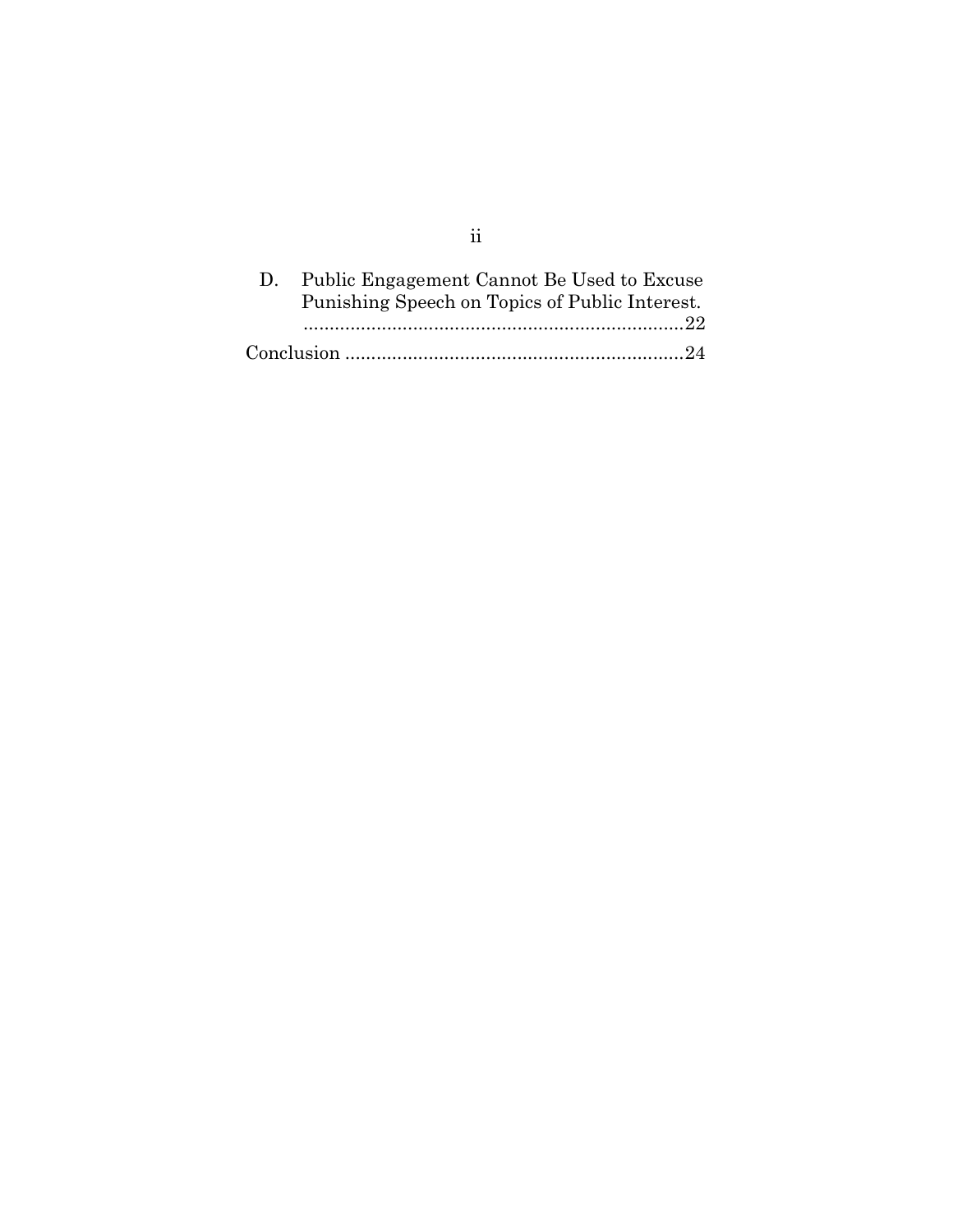D. Public Engagement Cannot Be Used to Excuse Punishing Speech on Topics of Public Interest. ..........................................................................22

Conclusion ..................................................................24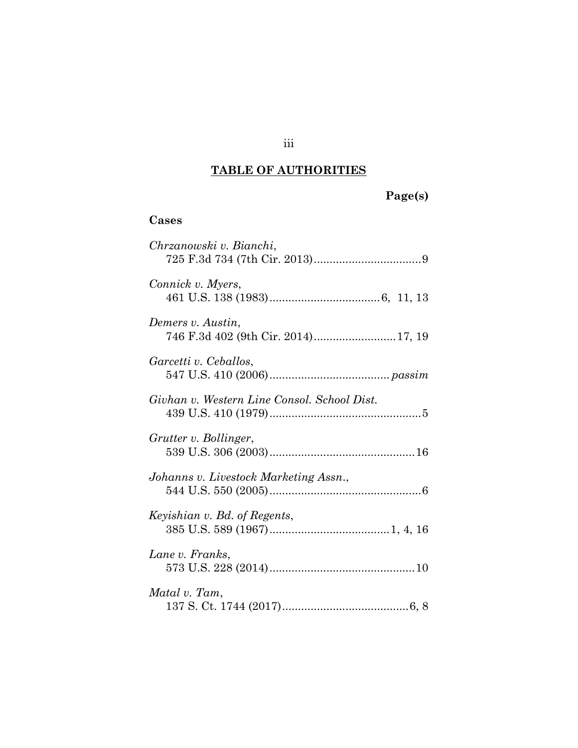## TABLE OF AUTHORITIES

**Page(s)**

### Cases

*Chrzanowski v. Bianchi*,
725 F.3d 734 (7th Cir. 2013) .................................. 9

*Connick v. Myers*,
461 U.S. 138 (1983) .................................. 6, 11, 13

*Demers v. Austin*,
746 F.3d 402 (9th Cir. 2014) .......................... 17, 19

*Garcetti v. Ceballos*,
547 U.S. 410 (2006) ...................................... *passim*

*Givhan v. Western Line Consol. School Dist.*
439 U.S. 410 (1979) ................................................ 5

*Grutter v. Bollinger*,
539 U.S. 306 (2003) .............................................. 16

*Johanns v. Livestock Marketing Assn.*,
544 U.S. 550 (2005) ................................................ 6

*Keyishian v. Bd. of Regents*,
385 U.S. 589 (1967) ...................................... 1, 4, 16

*Lane v. Franks*,
573 U.S. 228 (2014) .............................................. 10

*Matal v. Tam*,
137 S. Ct. 1744 (2017) ........................................ 6, 8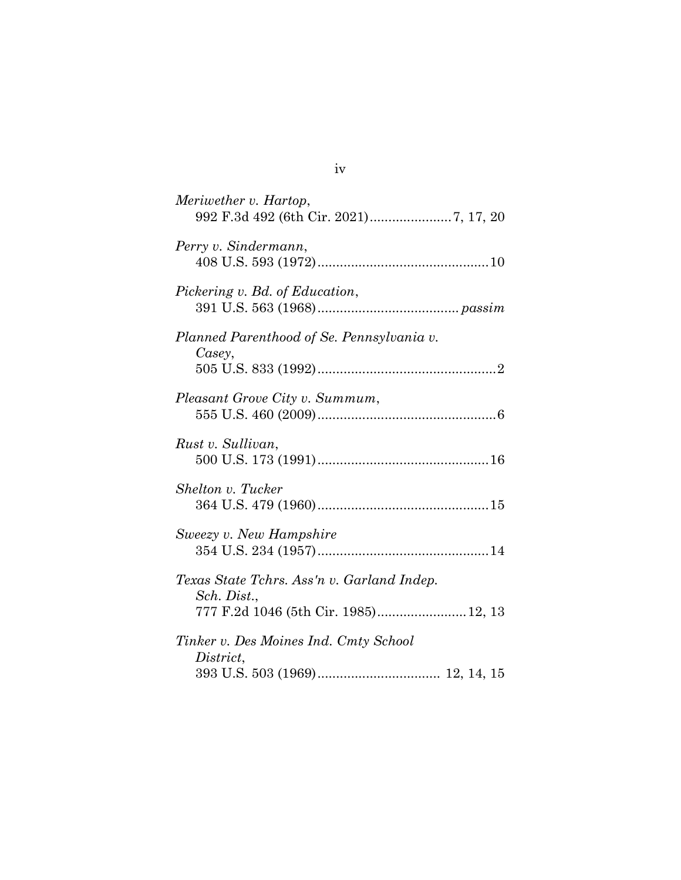*Meriwether v. Hartop*,
992 F.3d 492 (6th Cir. 2021)......................7, 17, 20

*Perry v. Sindermann*,
408 U.S. 593 (1972)..............................................10

*Pickering v. Bd. of Education*,
391 U.S. 563 (1968)...................................... *passim*

*Planned Parenthood of Se. Pennsylvania v. Casey*,
505 U.S. 833 (1992)................................................2

*Pleasant Grove City v. Summum*,
555 U.S. 460 (2009)................................................6

*Rust v. Sullivan*,
500 U.S. 173 (1991)..............................................16

*Shelton v. Tucker*
364 U.S. 479 (1960)..............................................15

*Sweezy v. New Hampshire*
354 U.S. 234 (1957)..............................................14

*Texas State Tchrs. Ass'n v. Garland Indep. Sch. Dist.*,
777 F.2d 1046 (5th Cir. 1985)........................12, 13

*Tinker v. Des Moines Ind. Cmty School District*,
393 U.S. 503 (1969)................................. 12, 14, 15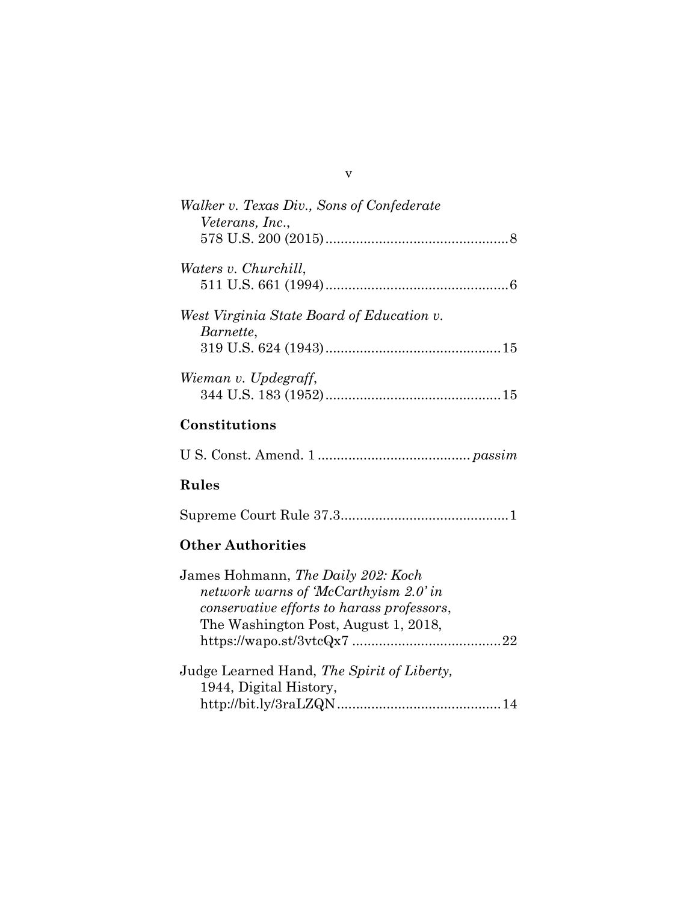*Walker v. Texas Div., Sons of Confederate Veterans, Inc.*,
578 U.S. 200 (2015)................................................8

*Waters v. Churchill*,
511 U.S. 661 (1994)................................................6

*West Virginia State Board of Education v. Barnette*,
319 U.S. 624 (1943)..............................................15

*Wieman v. Updegraff*,
344 U.S. 183 (1952)..............................................15

## Constitutions

U S. Const. Amend. 1 ........................................ *passim*

## Rules

Supreme Court Rule 37.3............................................1

## Other Authorities

James Hohmann, *The Daily 202: Koch network warns of 'McCarthyism 2.0' in conservative efforts to harass professors*, The Washington Post, August 1, 2018, https://wapo.st/3vtcQx7 .......................................22

Judge Learned Hand, *The Spirit of Liberty,* 1944, Digital History, http://bit.ly/3raLZQN...........................................14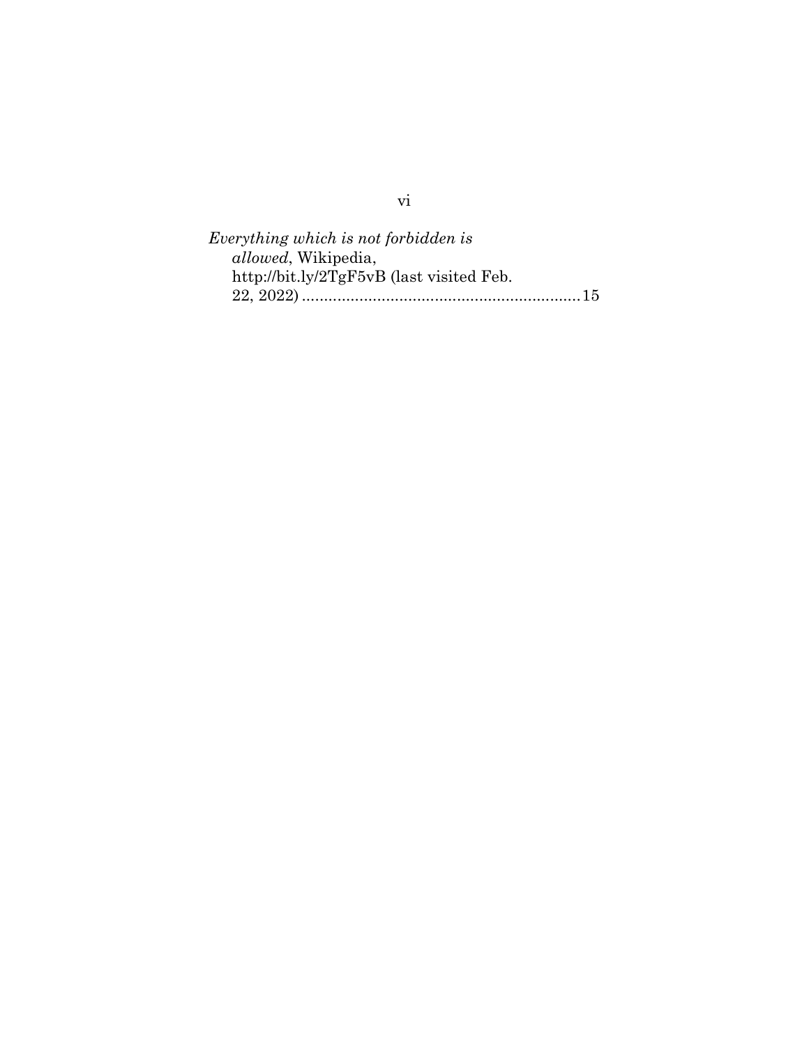*Everything which is not forbidden is allowed*, Wikipedia, http://bit.ly/2TgF5vB (last visited Feb. 22, 2022) ............................................................... 15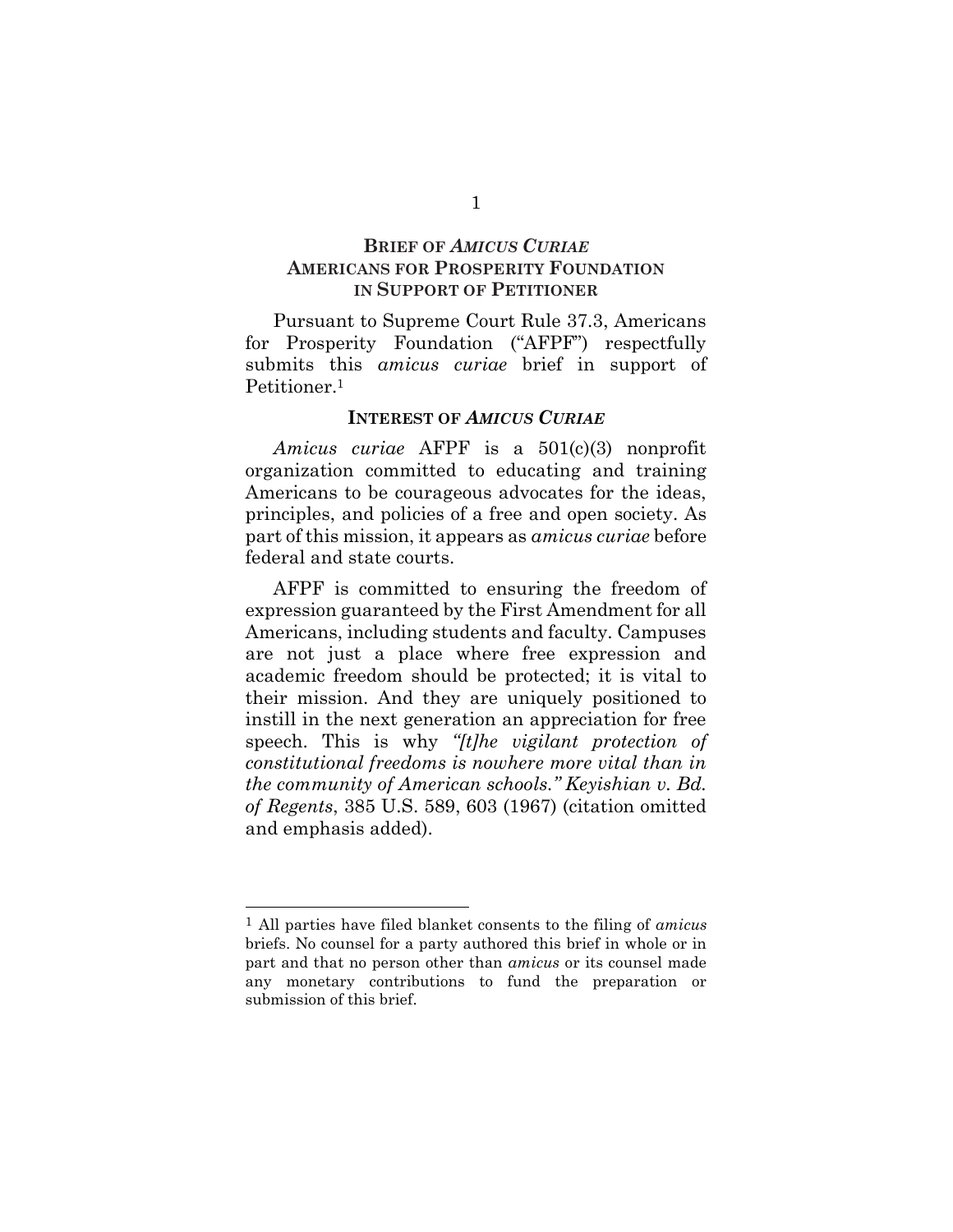## BRIEF OF *AMICUS CURIAE* AMERICANS FOR PROSPERITY FOUNDATION IN SUPPORT OF PETITIONER

Pursuant to Supreme Court Rule 37.3, Americans for Prosperity Foundation ("AFPF") respectfully submits this *amicus curiae* brief in support of Petitioner.[1]

### INTEREST OF *AMICUS CURIAE*

*Amicus curiae* AFPF is a 501(c)(3) nonprofit organization committed to educating and training Americans to be courageous advocates for the ideas, principles, and policies of a free and open society. As part of this mission, it appears as *amicus curiae* before federal and state courts.

AFPF is committed to ensuring the freedom of expression guaranteed by the First Amendment for all Americans, including students and faculty. Campuses are not just a place where free expression and academic freedom should be protected; it is vital to their mission. And they are uniquely positioned to instill in the next generation an appreciation for free speech. This is why *"[t]he vigilant protection of constitutional freedoms is nowhere more vital than in the community of American schools." Keyishian v. Bd. of Regents*, 385 U.S. 589, 603 (1967) (citation omitted and emphasis added).

---

[1] All parties have filed blanket consents to the filing of *amicus* briefs. No counsel for a party authored this brief in whole or in part and that no person other than *amicus* or its counsel made any monetary contributions to fund the preparation or submission of this brief.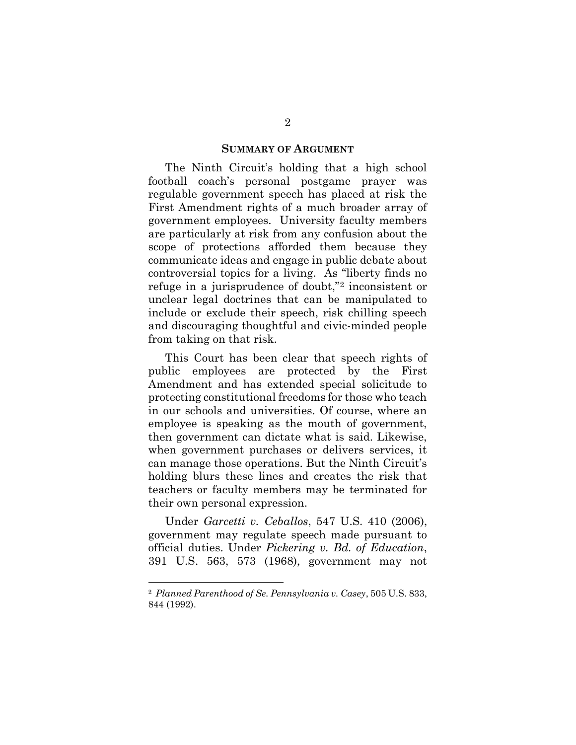## SUMMARY OF ARGUMENT

The Ninth Circuit's holding that a high school football coach's personal postgame prayer was regulable government speech has placed at risk the First Amendment rights of a much broader array of government employees. University faculty members are particularly at risk from any confusion about the scope of protections afforded them because they communicate ideas and engage in public debate about controversial topics for a living. As "liberty finds no refuge in a jurisprudence of doubt,"[2] inconsistent or unclear legal doctrines that can be manipulated to include or exclude their speech, risk chilling speech and discouraging thoughtful and civic-minded people from taking on that risk.

This Court has been clear that speech rights of public employees are protected by the First Amendment and has extended special solicitude to protecting constitutional freedoms for those who teach in our schools and universities. Of course, where an employee is speaking as the mouth of government, then government can dictate what is said. Likewise, when government purchases or delivers services, it can manage those operations. But the Ninth Circuit's holding blurs these lines and creates the risk that teachers or faculty members may be terminated for their own personal expression.

Under *Garcetti v. Ceballos*, 547 U.S. 410 (2006), government may regulate speech made pursuant to official duties. Under *Pickering v. Bd. of Education*, 391 U.S. 563, 573 (1968), government may not

---

[2] *Planned Parenthood of Se. Pennsylvania v. Casey*, 505 U.S. 833, 844 (1992).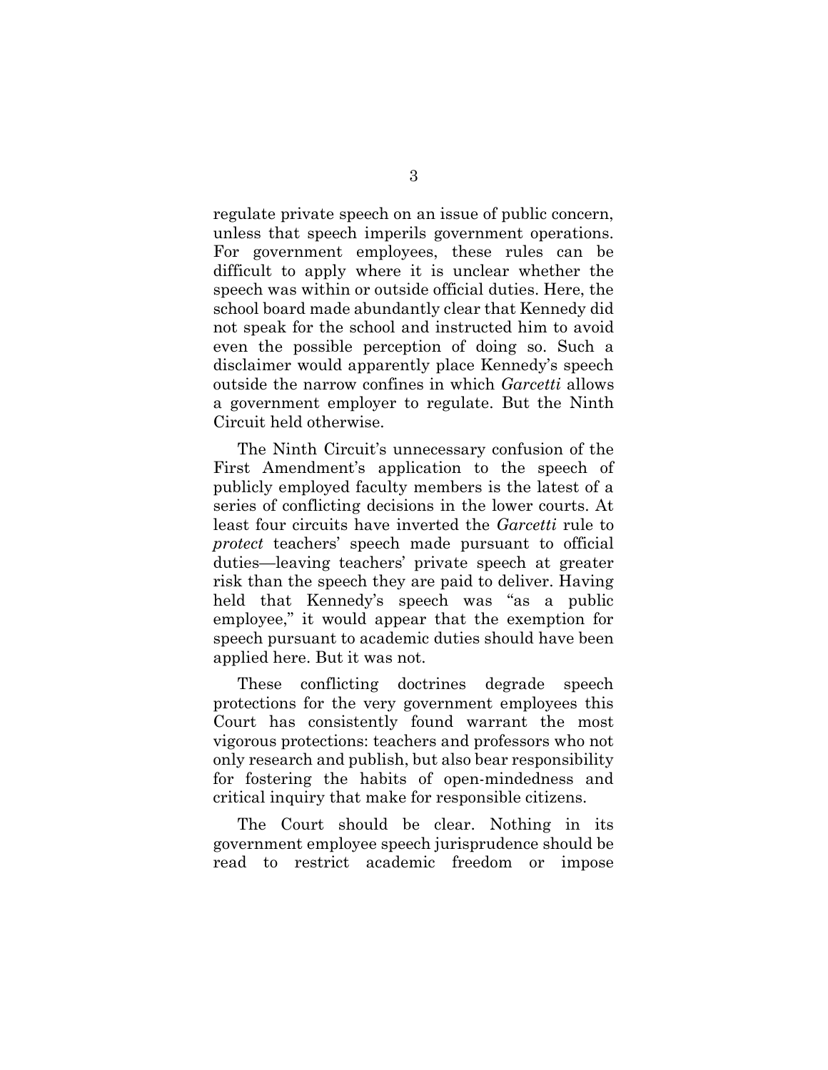regulate private speech on an issue of public concern, unless that speech imperils government operations. For government employees, these rules can be difficult to apply where it is unclear whether the speech was within or outside official duties. Here, the school board made abundantly clear that Kennedy did not speak for the school and instructed him to avoid even the possible perception of doing so. Such a disclaimer would apparently place Kennedy's speech outside the narrow confines in which *Garcetti* allows a government employer to regulate. But the Ninth Circuit held otherwise.

The Ninth Circuit's unnecessary confusion of the First Amendment's application to the speech of publicly employed faculty members is the latest of a series of conflicting decisions in the lower courts. At least four circuits have inverted the *Garcetti* rule to *protect* teachers' speech made pursuant to official duties—leaving teachers' private speech at greater risk than the speech they are paid to deliver. Having held that Kennedy's speech was "as a public employee," it would appear that the exemption for speech pursuant to academic duties should have been applied here. But it was not.

These conflicting doctrines degrade speech protections for the very government employees this Court has consistently found warrant the most vigorous protections: teachers and professors who not only research and publish, but also bear responsibility for fostering the habits of open-mindedness and critical inquiry that make for responsible citizens.

The Court should be clear. Nothing in its government employee speech jurisprudence should be read to restrict academic freedom or impose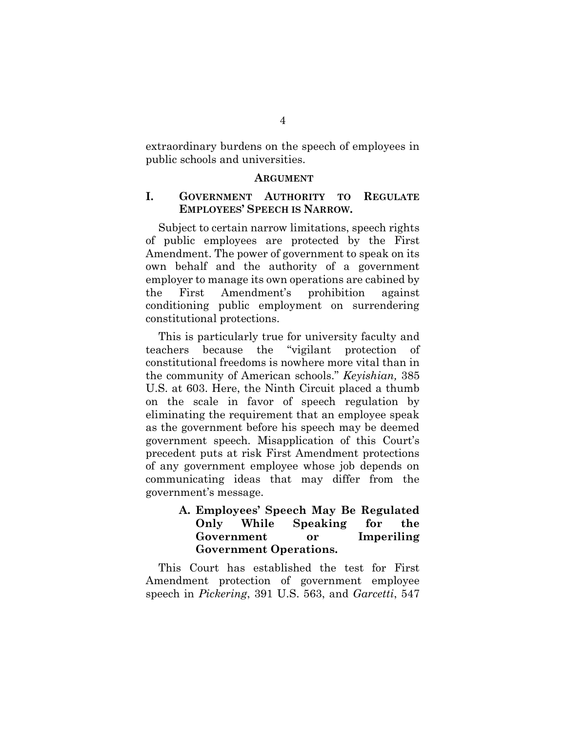extraordinary burdens on the speech of employees in public schools and universities.

## ARGUMENT

## I. GOVERNMENT AUTHORITY TO REGULATE EMPLOYEES' SPEECH IS NARROW.

Subject to certain narrow limitations, speech rights of public employees are protected by the First Amendment. The power of government to speak on its own behalf and the authority of a government employer to manage its own operations are cabined by the First Amendment's prohibition against conditioning public employment on surrendering constitutional protections.

This is particularly true for university faculty and teachers because the "vigilant protection of constitutional freedoms is nowhere more vital than in the community of American schools." *Keyishian,* 385 U.S. at 603. Here, the Ninth Circuit placed a thumb on the scale in favor of speech regulation by eliminating the requirement that an employee speak as the government before his speech may be deemed government speech. Misapplication of this Court's precedent puts at risk First Amendment protections of any government employee whose job depends on communicating ideas that may differ from the government's message.

### A. Employees' Speech May Be Regulated Only While Speaking for the Government or Imperiling Government Operations.

This Court has established the test for First Amendment protection of government employee speech in *Pickering*, 391 U.S. 563, and *Garcetti*, 547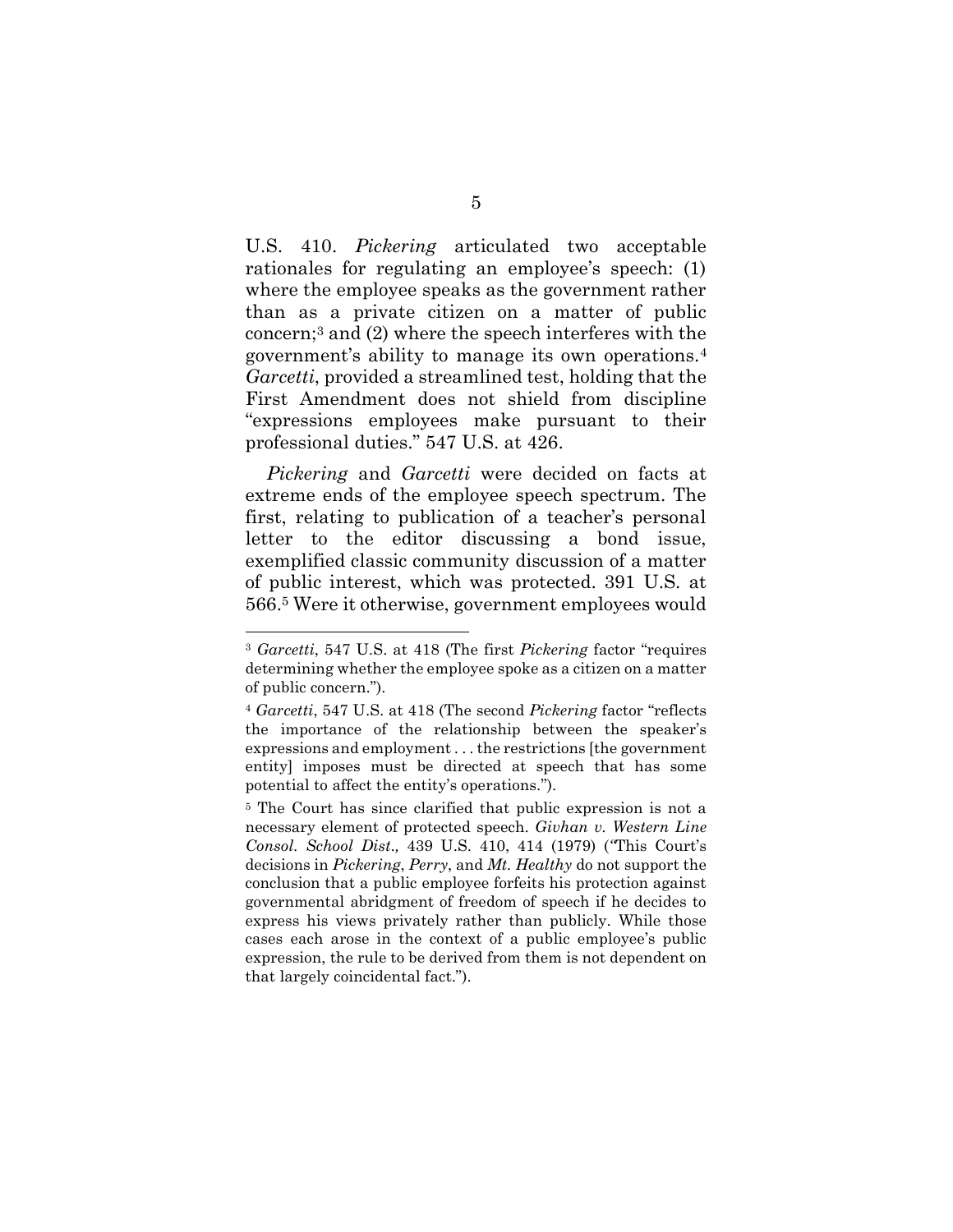U.S. 410. *Pickering* articulated two acceptable rationales for regulating an employee's speech: (1) where the employee speaks as the government rather than as a private citizen on a matter of public concern;[3] and (2) where the speech interferes with the government's ability to manage its own operations.[4] *Garcetti*, provided a streamlined test, holding that the First Amendment does not shield from discipline "expressions employees make pursuant to their professional duties." 547 U.S. at 426.

*Pickering* and *Garcetti* were decided on facts at extreme ends of the employee speech spectrum. The first, relating to publication of a teacher's personal letter to the editor discussing a bond issue, exemplified classic community discussion of a matter of public interest, which was protected. 391 U.S. at 566.[5] Were it otherwise, government employees would

---

[3] *Garcetti*, 547 U.S. at 418 (The first *Pickering* factor "requires determining whether the employee spoke as a citizen on a matter of public concern.").

[4] *Garcetti*, 547 U.S. at 418 (The second *Pickering* factor "reflects the importance of the relationship between the speaker's expressions and employment . . . the restrictions [the government entity] imposes must be directed at speech that has some potential to affect the entity's operations.").

[5] The Court has since clarified that public expression is not a necessary element of protected speech. *Givhan v. Western Line Consol. School Dist.,* 439 U.S. 410, 414 (1979) ("This Court's decisions in *Pickering*, *Perry*, and *Mt. Healthy* do not support the conclusion that a public employee forfeits his protection against governmental abridgment of freedom of speech if he decides to express his views privately rather than publicly. While those cases each arose in the context of a public employee's public expression, the rule to be derived from them is not dependent on that largely coincidental fact.").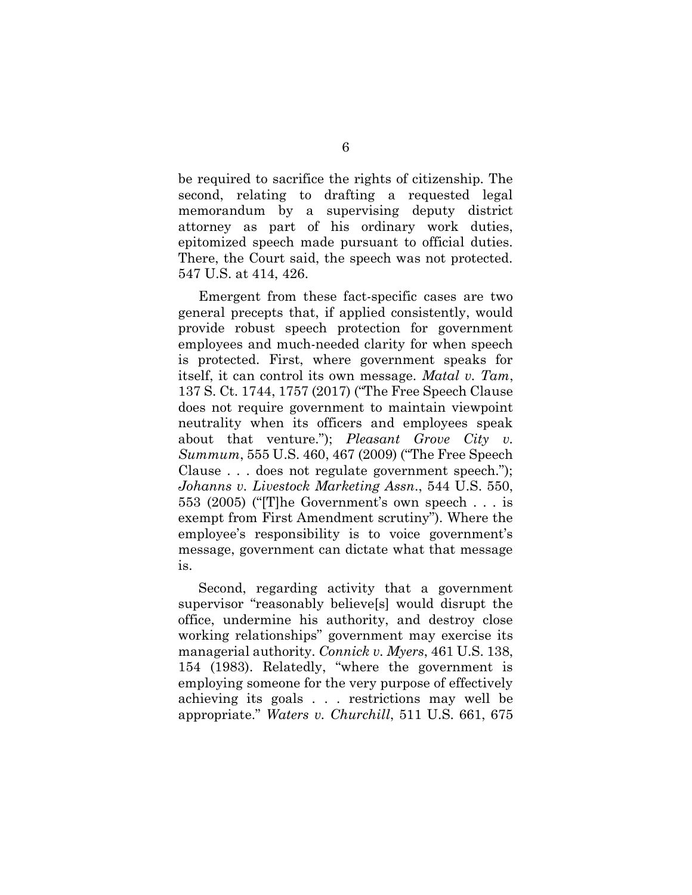be required to sacrifice the rights of citizenship. The second, relating to drafting a requested legal memorandum by a supervising deputy district attorney as part of his ordinary work duties, epitomized speech made pursuant to official duties. There, the Court said, the speech was not protected. 547 U.S. at 414, 426.

Emergent from these fact-specific cases are two general precepts that, if applied consistently, would provide robust speech protection for government employees and much-needed clarity for when speech is protected. First, where government speaks for itself, it can control its own message. *Matal v. Tam*, 137 S. Ct. 1744, 1757 (2017) ("The Free Speech Clause does not require government to maintain viewpoint neutrality when its officers and employees speak about that venture."); *Pleasant Grove City v. Summum*, 555 U.S. 460, 467 (2009) ("The Free Speech Clause . . . does not regulate government speech."); *Johanns v. Livestock Marketing Assn.*, 544 U.S. 550, 553 (2005) ("[T]he Government's own speech . . . is exempt from First Amendment scrutiny"). Where the employee's responsibility is to voice government's message, government can dictate what that message is.

Second, regarding activity that a government supervisor "reasonably believe[s] would disrupt the office, undermine his authority, and destroy close working relationships" government may exercise its managerial authority. *Connick v. Myers*, 461 U.S. 138, 154 (1983). Relatedly, "where the government is employing someone for the very purpose of effectively achieving its goals . . . restrictions may well be appropriate." *Waters v. Churchill*, 511 U.S. 661, 675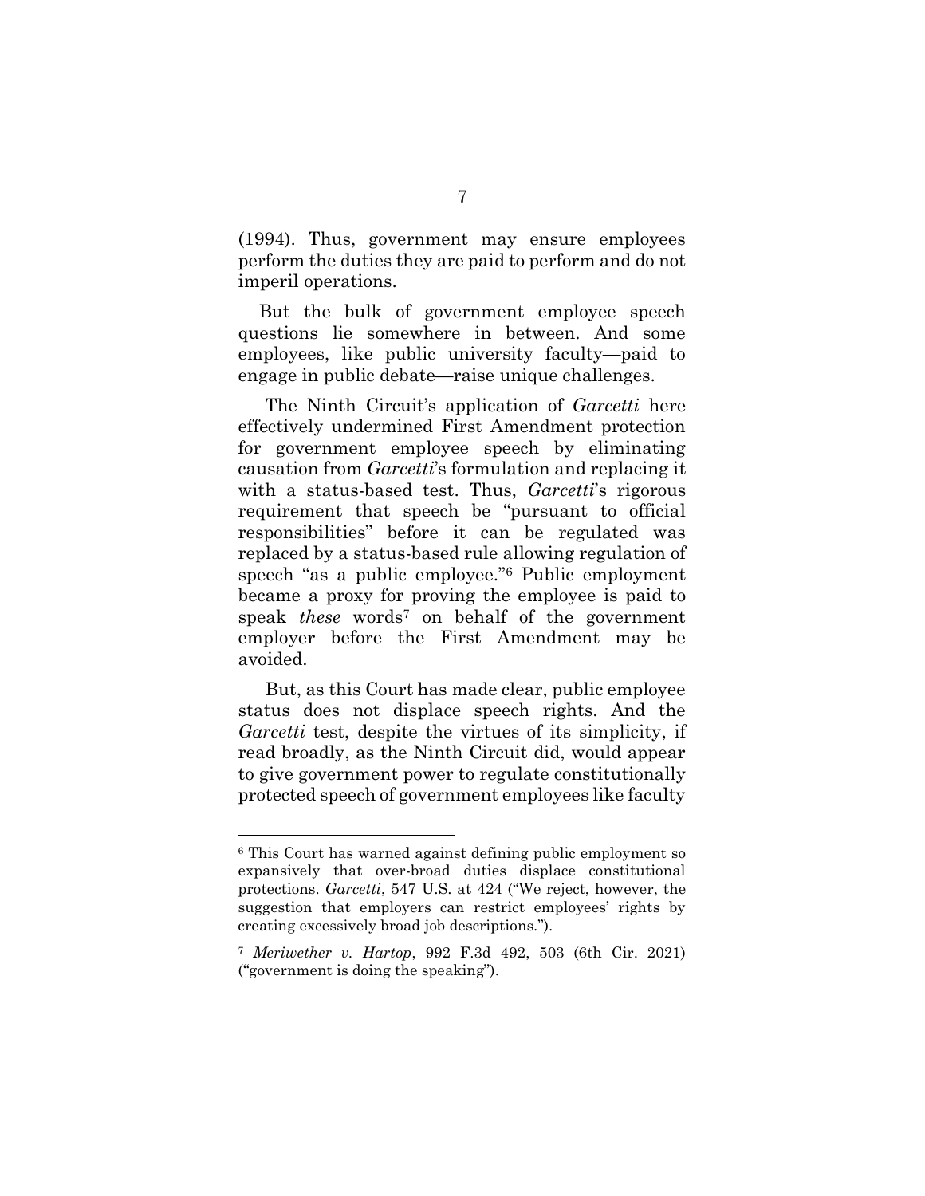(1994). Thus, government may ensure employees perform the duties they are paid to perform and do not imperil operations.

But the bulk of government employee speech questions lie somewhere in between. And some employees, like public university faculty—paid to engage in public debate—raise unique challenges.

The Ninth Circuit's application of *Garcetti* here effectively undermined First Amendment protection for government employee speech by eliminating causation from *Garcetti*'s formulation and replacing it with a status-based test. Thus, *Garcetti*'s rigorous requirement that speech be "pursuant to official responsibilities" before it can be regulated was replaced by a status-based rule allowing regulation of speech "as a public employee."[6] Public employment became a proxy for proving the employee is paid to speak *these* words[7] on behalf of the government employer before the First Amendment may be avoided.

But, as this Court has made clear, public employee status does not displace speech rights. And the *Garcetti* test, despite the virtues of its simplicity, if read broadly, as the Ninth Circuit did, would appear to give government power to regulate constitutionally protected speech of government employees like faculty

---

[6] This Court has warned against defining public employment so expansively that over-broad duties displace constitutional protections. *Garcetti*, 547 U.S. at 424 ("We reject, however, the suggestion that employers can restrict employees' rights by creating excessively broad job descriptions.").

[7] *Meriwether v. Hartop*, 992 F.3d 492, 503 (6th Cir. 2021) ("government is doing the speaking").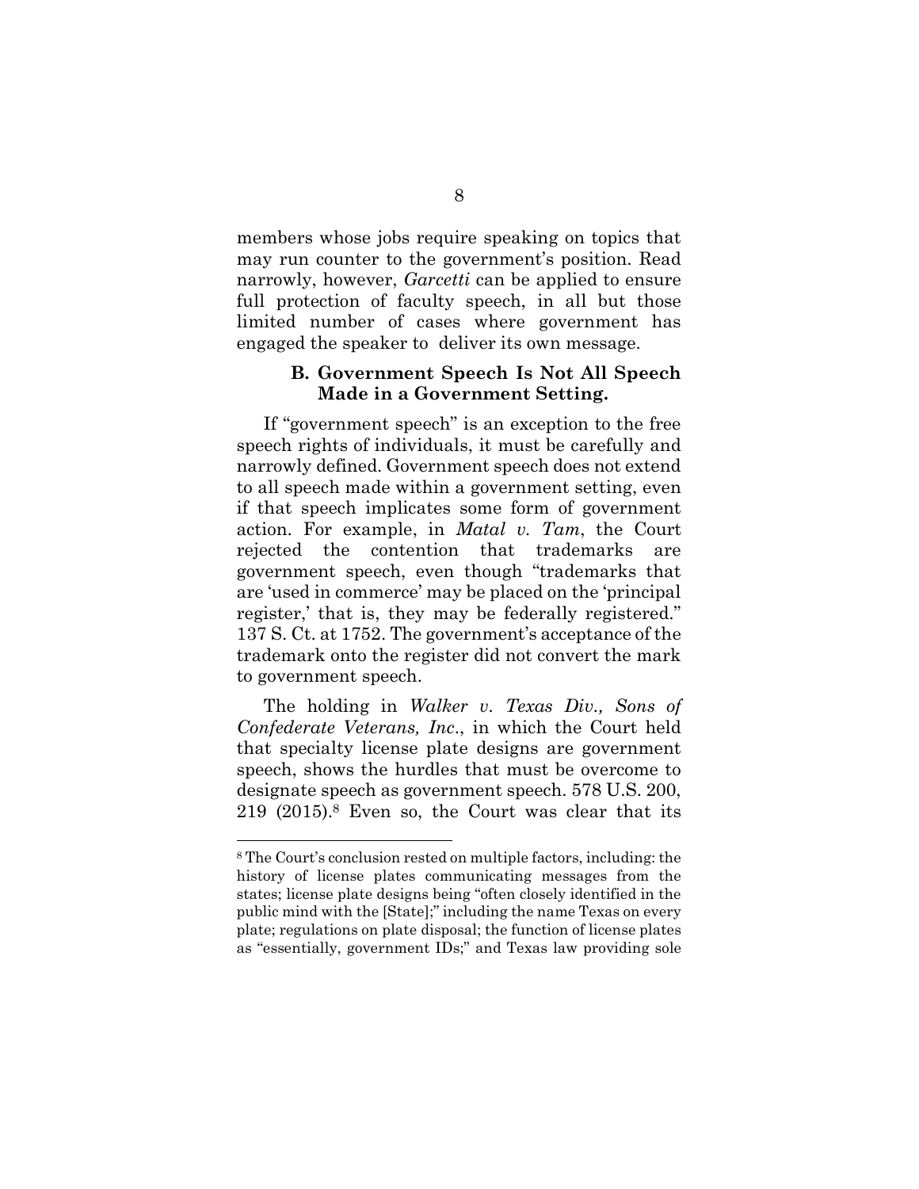members whose jobs require speaking on topics that may run counter to the government's position. Read narrowly, however, *Garcetti* can be applied to ensure full protection of faculty speech, in all but those limited number of cases where government has engaged the speaker to deliver its own message.

### B. Government Speech Is Not All Speech Made in a Government Setting.

If "government speech" is an exception to the free speech rights of individuals, it must be carefully and narrowly defined. Government speech does not extend to all speech made within a government setting, even if that speech implicates some form of government action. For example, in *Matal v. Tam*, the Court rejected the contention that trademarks are government speech, even though "trademarks that are 'used in commerce' may be placed on the 'principal register,' that is, they may be federally registered." 137 S. Ct. at 1752. The government's acceptance of the trademark onto the register did not convert the mark to government speech.

The holding in *Walker v. Texas Div., Sons of Confederate Veterans, Inc.*, in which the Court held that specialty license plate designs are government speech, shows the hurdles that must be overcome to designate speech as government speech. 578 U.S. 200, 219 (2015).[8] Even so, the Court was clear that its

---

[8] The Court's conclusion rested on multiple factors, including: the history of license plates communicating messages from the states; license plate designs being "often closely identified in the public mind with the [State];" including the name Texas on every plate; regulations on plate disposal; the function of license plates as "essentially, government IDs;" and Texas law providing sole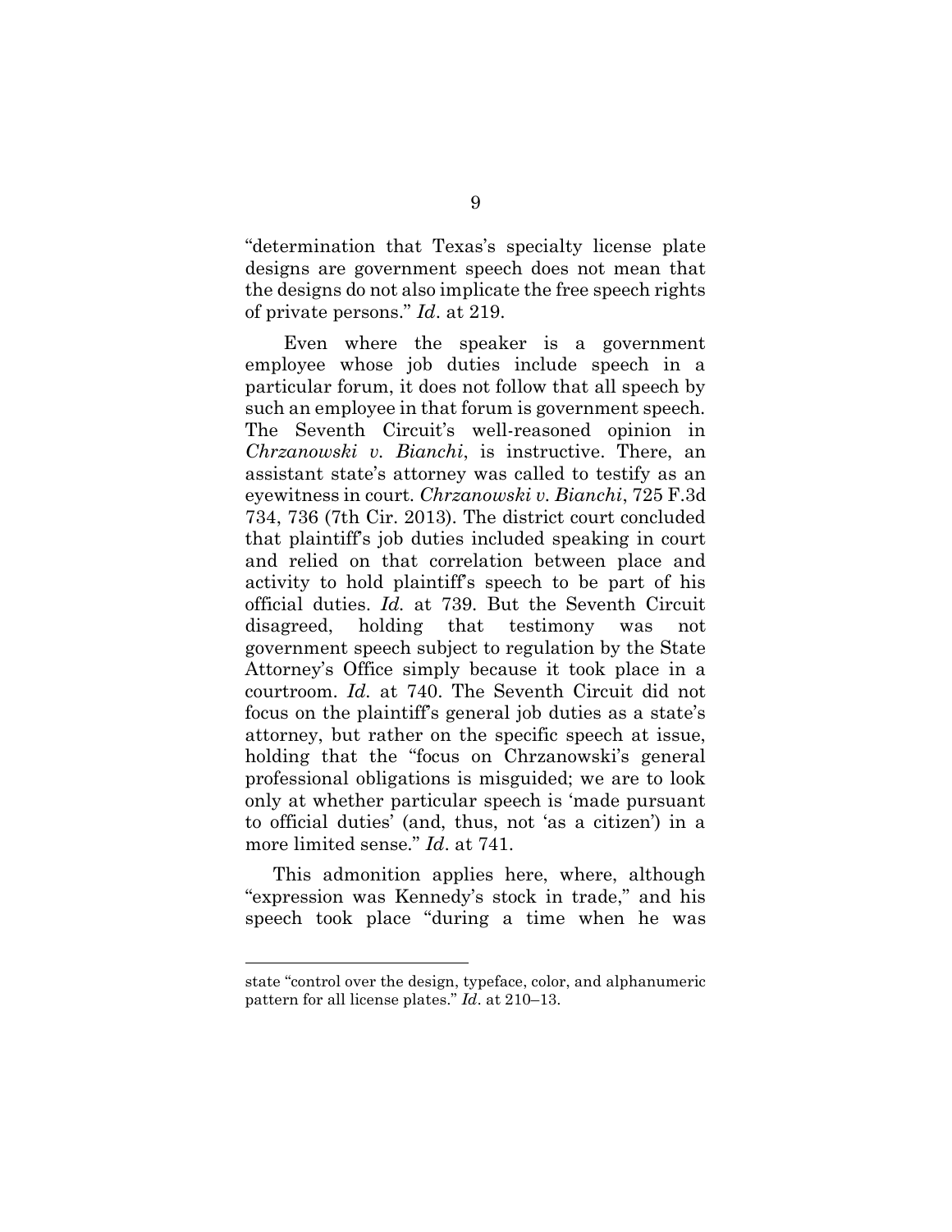"determination that Texas's specialty license plate designs are government speech does not mean that the designs do not also implicate the free speech rights of private persons." *Id*. at 219.

Even where the speaker is a government employee whose job duties include speech in a particular forum, it does not follow that all speech by such an employee in that forum is government speech. The Seventh Circuit's well-reasoned opinion in *Chrzanowski v. Bianchi*, is instructive. There, an assistant state's attorney was called to testify as an eyewitness in court. *Chrzanowski v. Bianchi*, 725 F.3d 734, 736 (7th Cir. 2013). The district court concluded that plaintiff's job duties included speaking in court and relied on that correlation between place and activity to hold plaintiff's speech to be part of his official duties. *Id.* at 739. But the Seventh Circuit disagreed, holding that testimony was not government speech subject to regulation by the State Attorney's Office simply because it took place in a courtroom. *Id.* at 740. The Seventh Circuit did not focus on the plaintiff's general job duties as a state's attorney, but rather on the specific speech at issue, holding that the "focus on Chrzanowski's general professional obligations is misguided; we are to look only at whether particular speech is 'made pursuant to official duties' (and, thus, not 'as a citizen') in a more limited sense." *Id*. at 741.

This admonition applies here, where, although "expression was Kennedy's stock in trade," and his speech took place "during a time when he was

---

state "control over the design, typeface, color, and alphanumeric pattern for all license plates." *Id*. at 210–13.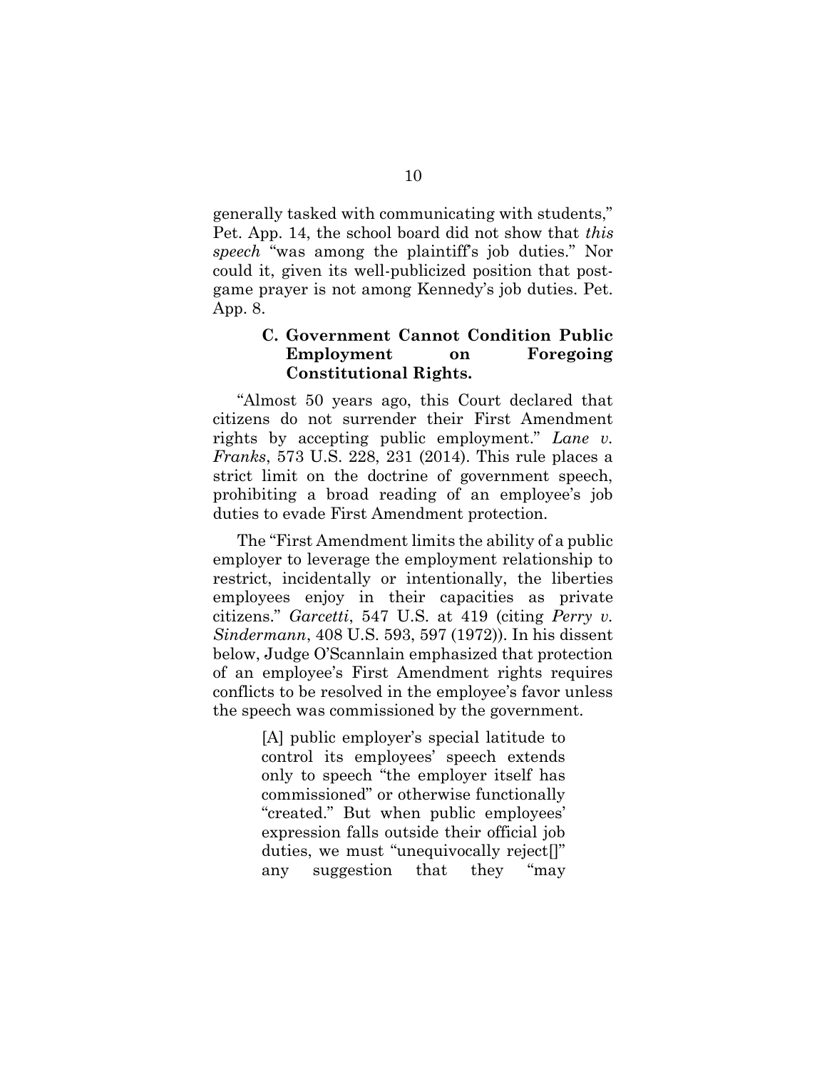generally tasked with communicating with students," Pet. App. 14, the school board did not show that *this speech* "was among the plaintiff's job duties." Nor could it, given its well-publicized position that post-game prayer is not among Kennedy's job duties. Pet. App. 8.

### C. Government Cannot Condition Public Employment on Foregoing Constitutional Rights.

"Almost 50 years ago, this Court declared that citizens do not surrender their First Amendment rights by accepting public employment." *Lane v. Franks*, 573 U.S. 228, 231 (2014). This rule places a strict limit on the doctrine of government speech, prohibiting a broad reading of an employee's job duties to evade First Amendment protection.

The "First Amendment limits the ability of a public employer to leverage the employment relationship to restrict, incidentally or intentionally, the liberties employees enjoy in their capacities as private citizens." *Garcetti*, 547 U.S. at 419 (citing *Perry v. Sindermann*, 408 U.S. 593, 597 (1972)). In his dissent below, Judge O'Scannlain emphasized that protection of an employee's First Amendment rights requires conflicts to be resolved in the employee's favor unless the speech was commissioned by the government.

> [A] public employer's special latitude to control its employees' speech extends only to speech "the employer itself has commissioned" or otherwise functionally "created." But when public employees' expression falls outside their official job duties, we must "unequivocally reject[]" any suggestion that they "may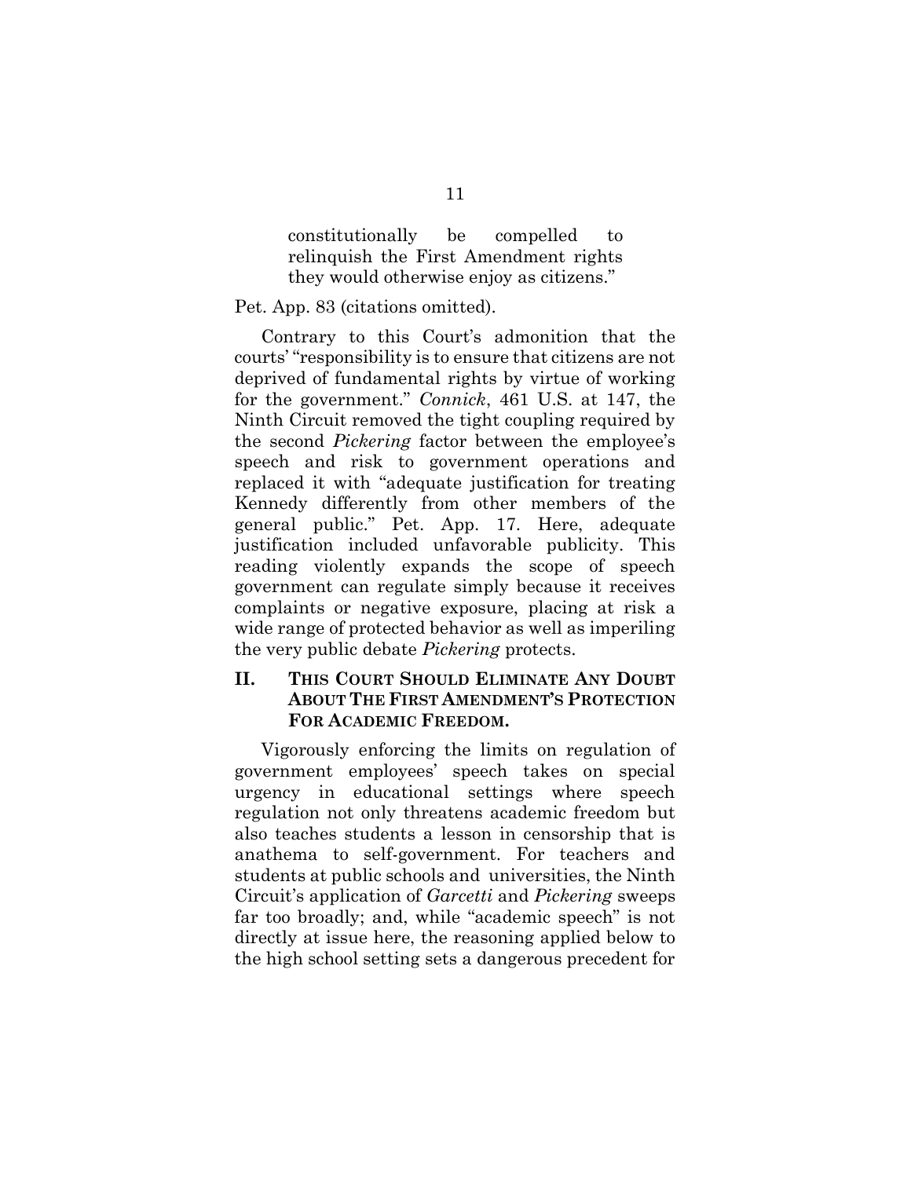> constitutionally be compelled to relinquish the First Amendment rights they would otherwise enjoy as citizens."

Pet. App. 83 (citations omitted).

Contrary to this Court's admonition that the courts' "responsibility is to ensure that citizens are not deprived of fundamental rights by virtue of working for the government." *Connick*, 461 U.S. at 147, the Ninth Circuit removed the tight coupling required by the second *Pickering* factor between the employee's speech and risk to government operations and replaced it with "adequate justification for treating Kennedy differently from other members of the general public." Pet. App. 17. Here, adequate justification included unfavorable publicity. This reading violently expands the scope of speech government can regulate simply because it receives complaints or negative exposure, placing at risk a wide range of protected behavior as well as imperiling the very public debate *Pickering* protects.

## II. This Court Should Eliminate Any Doubt About The First Amendment's Protection For Academic Freedom.

Vigorously enforcing the limits on regulation of government employees' speech takes on special urgency in educational settings where speech regulation not only threatens academic freedom but also teaches students a lesson in censorship that is anathema to self-government. For teachers and students at public schools and universities, the Ninth Circuit's application of *Garcetti* and *Pickering* sweeps far too broadly; and, while "academic speech" is not directly at issue here, the reasoning applied below to the high school setting sets a dangerous precedent for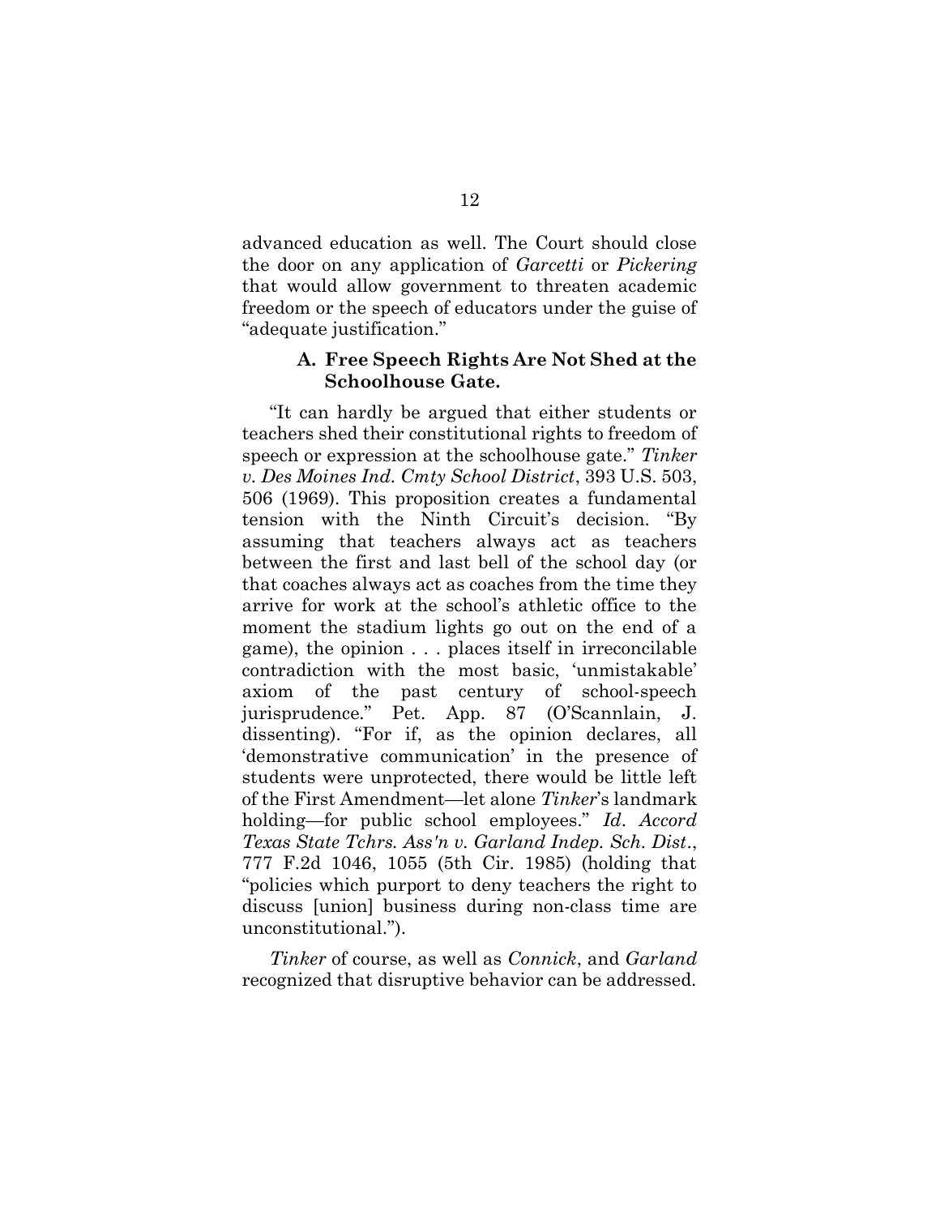advanced education as well. The Court should close the door on any application of *Garcetti* or *Pickering* that would allow government to threaten academic freedom or the speech of educators under the guise of "adequate justification."

### A. Free Speech Rights Are Not Shed at the Schoolhouse Gate.

"It can hardly be argued that either students or teachers shed their constitutional rights to freedom of speech or expression at the schoolhouse gate." *Tinker v. Des Moines Ind. Cmty School District*, 393 U.S. 503, 506 (1969). This proposition creates a fundamental tension with the Ninth Circuit's decision. "By assuming that teachers always act as teachers between the first and last bell of the school day (or that coaches always act as coaches from the time they arrive for work at the school's athletic office to the moment the stadium lights go out on the end of a game), the opinion . . . places itself in irreconcilable contradiction with the most basic, 'unmistakable' axiom of the past century of school-speech jurisprudence." Pet. App. 87 (O'Scannlain, J. dissenting). "For if, as the opinion declares, all 'demonstrative communication' in the presence of students were unprotected, there would be little left of the First Amendment—let alone *Tinker*'s landmark holding—for public school employees." *Id*. *Accord Texas State Tchrs. Ass'n v. Garland Indep. Sch. Dist*., 777 F.2d 1046, 1055 (5th Cir. 1985) (holding that "policies which purport to deny teachers the right to discuss [union] business during non-class time are unconstitutional.").

*Tinker* of course, as well as *Connick*, and *Garland* recognized that disruptive behavior can be addressed.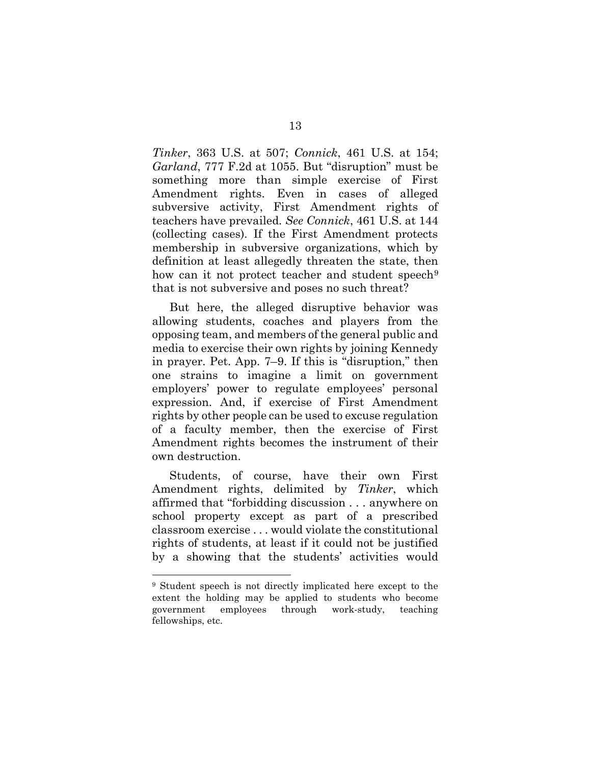*Tinker*, 363 U.S. at 507; *Connick*, 461 U.S. at 154; *Garland*, 777 F.2d at 1055. But "disruption" must be something more than simple exercise of First Amendment rights. Even in cases of alleged subversive activity, First Amendment rights of teachers have prevailed. *See Connick*, 461 U.S. at 144 (collecting cases). If the First Amendment protects membership in subversive organizations, which by definition at least allegedly threaten the state, then how can it not protect teacher and student speech[9] that is not subversive and poses no such threat?

But here, the alleged disruptive behavior was allowing students, coaches and players from the opposing team, and members of the general public and media to exercise their own rights by joining Kennedy in prayer. Pet. App. 7–9. If this is "disruption," then one strains to imagine a limit on government employers' power to regulate employees' personal expression. And, if exercise of First Amendment rights by other people can be used to excuse regulation of a faculty member, then the exercise of First Amendment rights becomes the instrument of their own destruction.

Students, of course, have their own First Amendment rights, delimited by *Tinker*, which affirmed that "forbidding discussion . . . anywhere on school property except as part of a prescribed classroom exercise . . . would violate the constitutional rights of students, at least if it could not be justified by a showing that the students' activities would

---

[9] Student speech is not directly implicated here except to the extent the holding may be applied to students who become government employees through work-study, teaching fellowships, etc.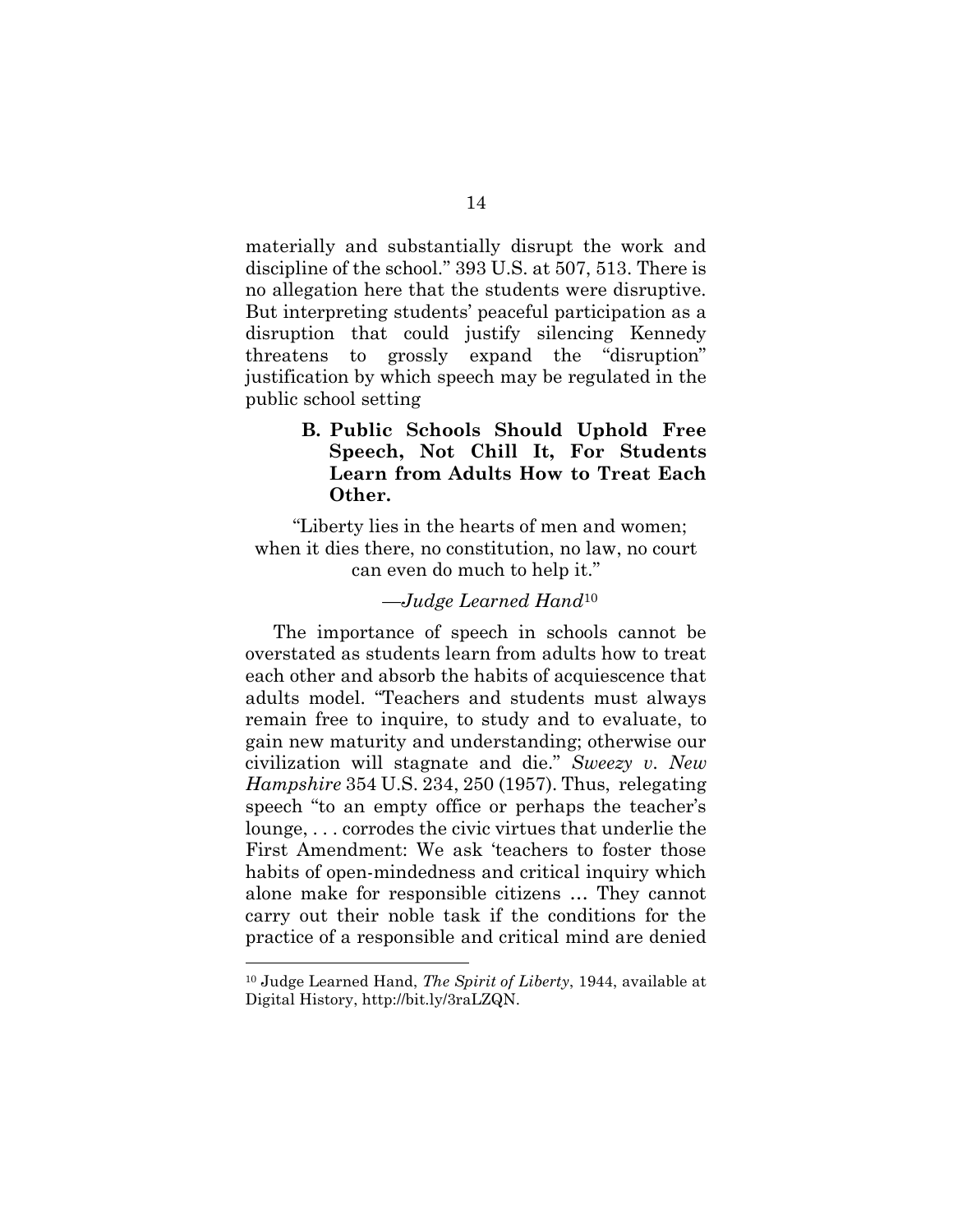materially and substantially disrupt the work and discipline of the school." 393 U.S. at 507, 513. There is no allegation here that the students were disruptive. But interpreting students' peaceful participation as a disruption that could justify silencing Kennedy threatens to grossly expand the "disruption" justification by which speech may be regulated in the public school setting

### B. Public Schools Should Uphold Free Speech, Not Chill It, For Students Learn from Adults How to Treat Each Other.

"Liberty lies in the hearts of men and women; when it dies there, no constitution, no law, no court can even do much to help it."

—*Judge Learned Hand*[10]

The importance of speech in schools cannot be overstated as students learn from adults how to treat each other and absorb the habits of acquiescence that adults model. "Teachers and students must always remain free to inquire, to study and to evaluate, to gain new maturity and understanding; otherwise our civilization will stagnate and die." *Sweezy v. New Hampshire* 354 U.S. 234, 250 (1957). Thus, relegating speech "to an empty office or perhaps the teacher's lounge, . . . corrodes the civic virtues that underlie the First Amendment: We ask 'teachers to foster those habits of open-mindedness and critical inquiry which alone make for responsible citizens … They cannot carry out their noble task if the conditions for the practice of a responsible and critical mind are denied

[10] Judge Learned Hand, *The Spirit of Liberty*, 1944, available at Digital History, http://bit.ly/3raLZQN.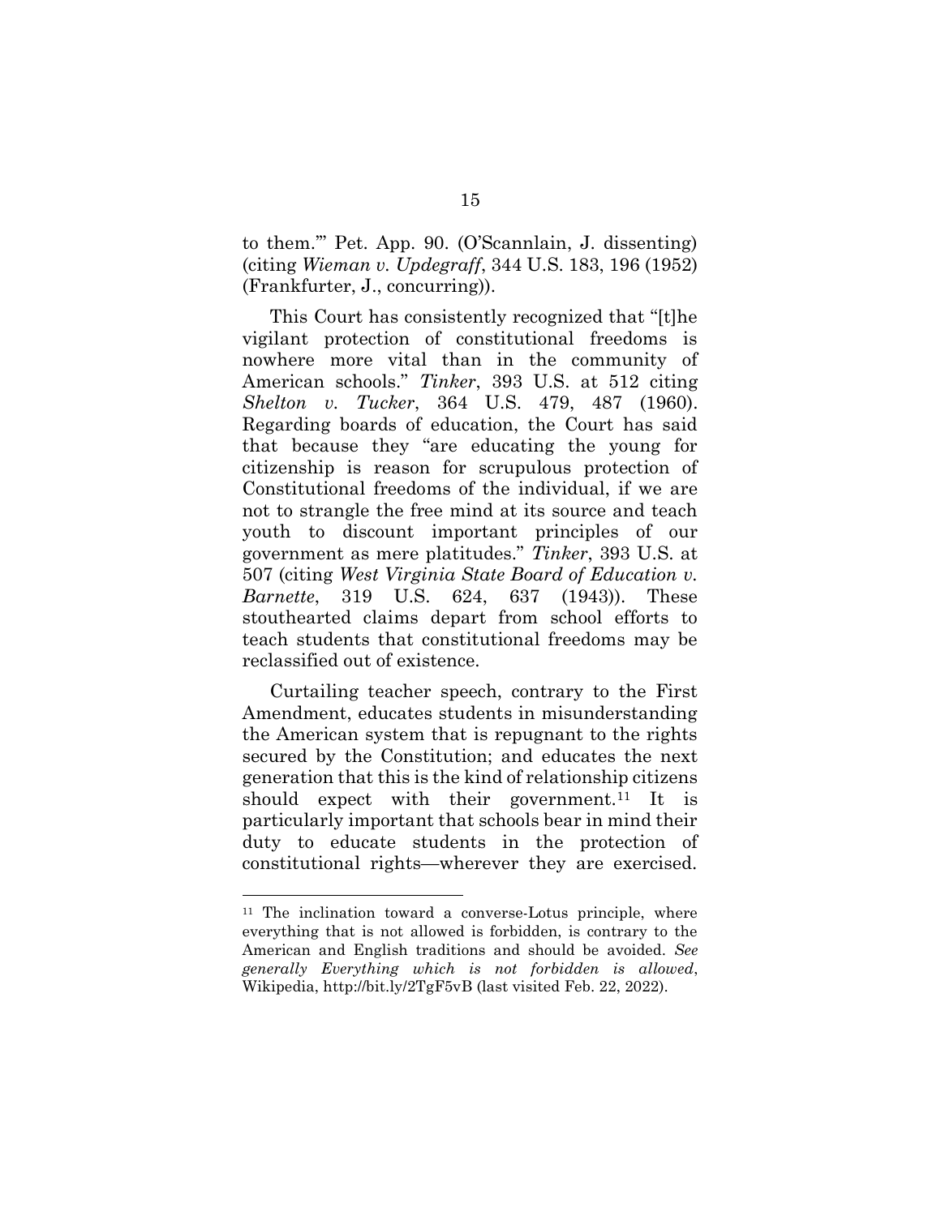to them.'" Pet. App. 90. (O'Scannlain, J. dissenting) (citing *Wieman v. Updegraff*, 344 U.S. 183, 196 (1952) (Frankfurter, J., concurring)).

This Court has consistently recognized that "[t]he vigilant protection of constitutional freedoms is nowhere more vital than in the community of American schools." *Tinker*, 393 U.S. at 512 citing *Shelton v. Tucker*, 364 U.S. 479, 487 (1960). Regarding boards of education, the Court has said that because they "are educating the young for citizenship is reason for scrupulous protection of Constitutional freedoms of the individual, if we are not to strangle the free mind at its source and teach youth to discount important principles of our government as mere platitudes." *Tinker*, 393 U.S. at 507 (citing *West Virginia State Board of Education v. Barnette*, 319 U.S. 624, 637 (1943)). These stouthearted claims depart from school efforts to teach students that constitutional freedoms may be reclassified out of existence.

Curtailing teacher speech, contrary to the First Amendment, educates students in misunderstanding the American system that is repugnant to the rights secured by the Constitution; and educates the next generation that this is the kind of relationship citizens should expect with their government.[11] It is particularly important that schools bear in mind their duty to educate students in the protection of constitutional rights—wherever they are exercised.

[11] The inclination toward a converse-Lotus principle, where everything that is not allowed is forbidden, is contrary to the American and English traditions and should be avoided. *See generally Everything which is not forbidden is allowed*, Wikipedia, http://bit.ly/2TgF5vB (last visited Feb. 22, 2022).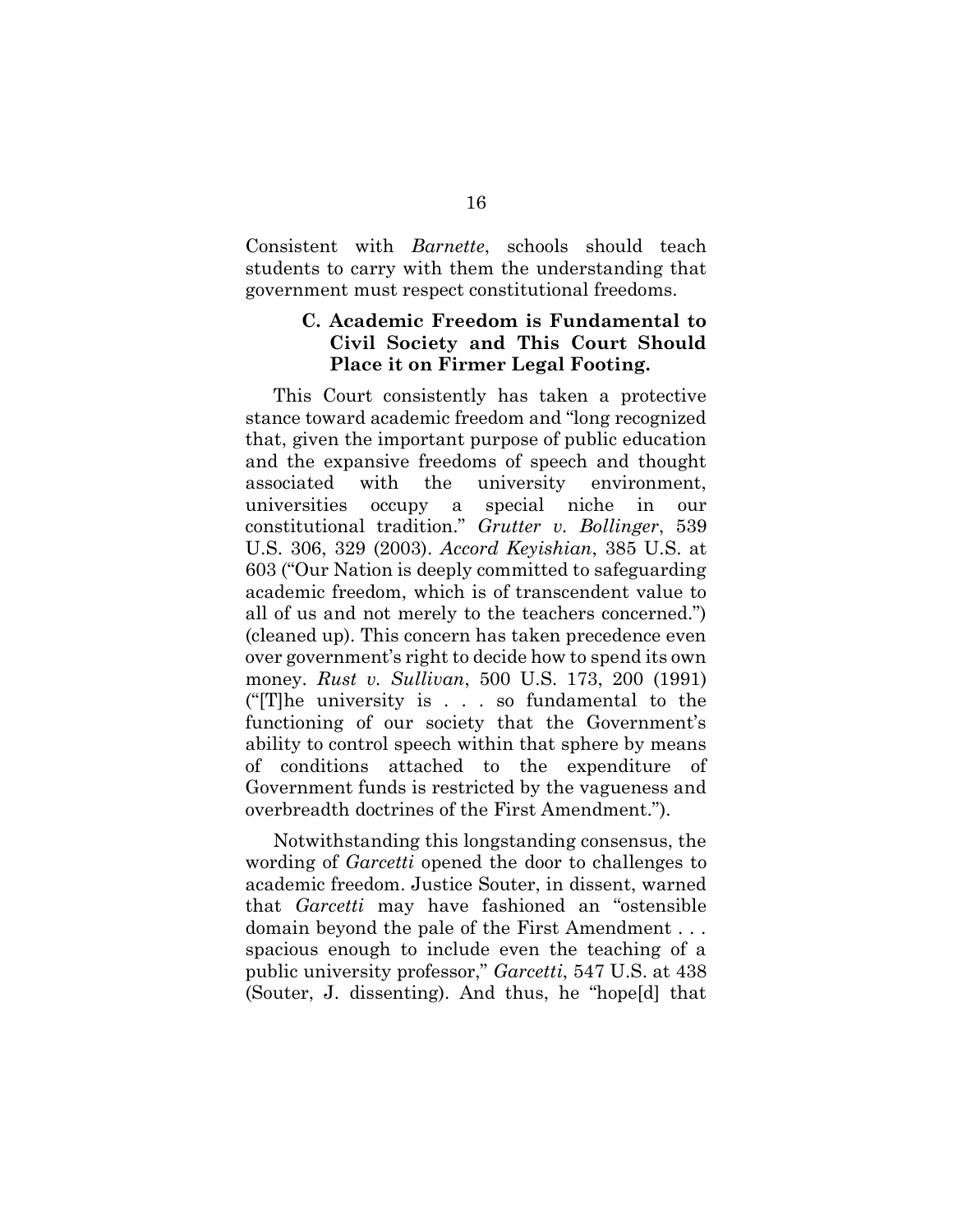Consistent with *Barnette*, schools should teach students to carry with them the understanding that government must respect constitutional freedoms.

### C. Academic Freedom is Fundamental to Civil Society and This Court Should Place it on Firmer Legal Footing.

This Court consistently has taken a protective stance toward academic freedom and "long recognized that, given the important purpose of public education and the expansive freedoms of speech and thought associated with the university environment, universities occupy a special niche in our constitutional tradition." *Grutter v. Bollinger*, 539 U.S. 306, 329 (2003). *Accord Keyishian*, 385 U.S. at 603 ("Our Nation is deeply committed to safeguarding academic freedom, which is of transcendent value to all of us and not merely to the teachers concerned.") (cleaned up). This concern has taken precedence even over government's right to decide how to spend its own money. *Rust v. Sullivan*, 500 U.S. 173, 200 (1991) ("[T]he university is . . . so fundamental to the functioning of our society that the Government's ability to control speech within that sphere by means of conditions attached to the expenditure of Government funds is restricted by the vagueness and overbreadth doctrines of the First Amendment.").

Notwithstanding this longstanding consensus, the wording of *Garcetti* opened the door to challenges to academic freedom. Justice Souter, in dissent, warned that *Garcetti* may have fashioned an "ostensible domain beyond the pale of the First Amendment . . . spacious enough to include even the teaching of a public university professor," *Garcetti*, 547 U.S. at 438 (Souter, J. dissenting). And thus, he "hope[d] that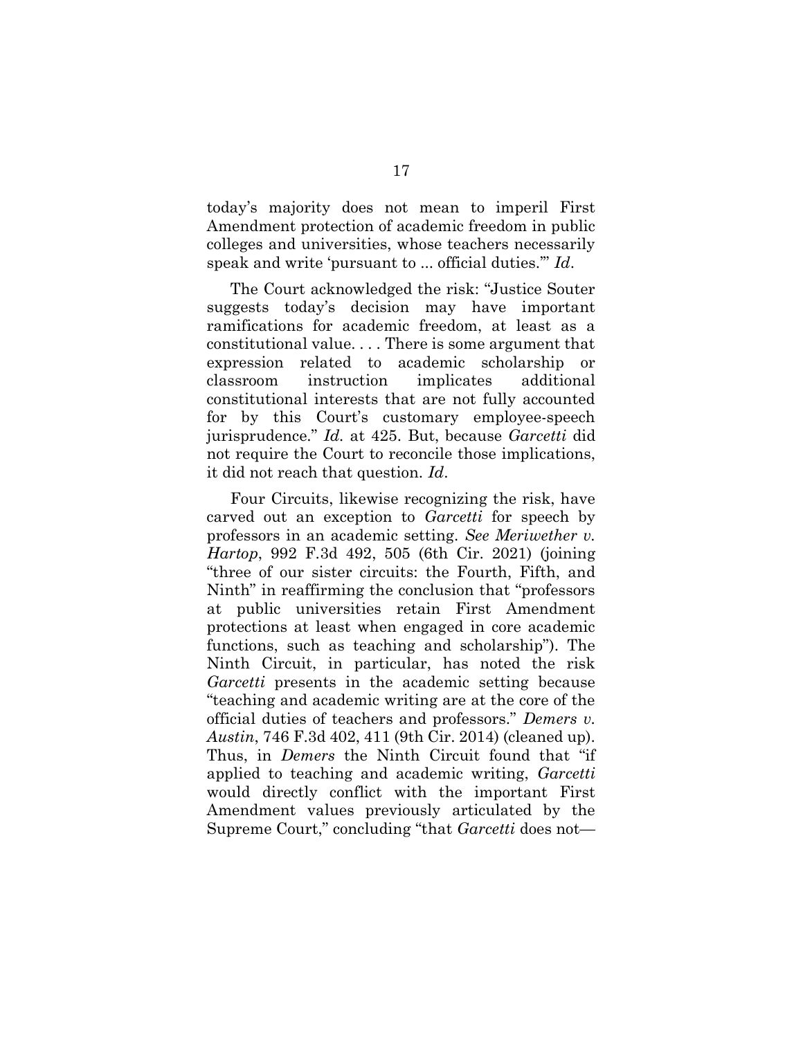today's majority does not mean to imperil First Amendment protection of academic freedom in public colleges and universities, whose teachers necessarily speak and write 'pursuant to ... official duties.'" *Id*.

The Court acknowledged the risk: "Justice Souter suggests today's decision may have important ramifications for academic freedom, at least as a constitutional value. . . . There is some argument that expression related to academic scholarship or classroom instruction implicates additional constitutional interests that are not fully accounted for by this Court's customary employee-speech jurisprudence." *Id.* at 425. But, because *Garcetti* did not require the Court to reconcile those implications, it did not reach that question. *Id*.

Four Circuits, likewise recognizing the risk, have carved out an exception to *Garcetti* for speech by professors in an academic setting. *See Meriwether v. Hartop*, 992 F.3d 492, 505 (6th Cir. 2021) (joining "three of our sister circuits: the Fourth, Fifth, and Ninth" in reaffirming the conclusion that "professors at public universities retain First Amendment protections at least when engaged in core academic functions, such as teaching and scholarship"). The Ninth Circuit, in particular, has noted the risk *Garcetti* presents in the academic setting because "teaching and academic writing are at the core of the official duties of teachers and professors." *Demers v. Austin*, 746 F.3d 402, 411 (9th Cir. 2014) (cleaned up). Thus, in *Demers* the Ninth Circuit found that "if applied to teaching and academic writing, *Garcetti* would directly conflict with the important First Amendment values previously articulated by the Supreme Court," concluding "that *Garcetti* does not—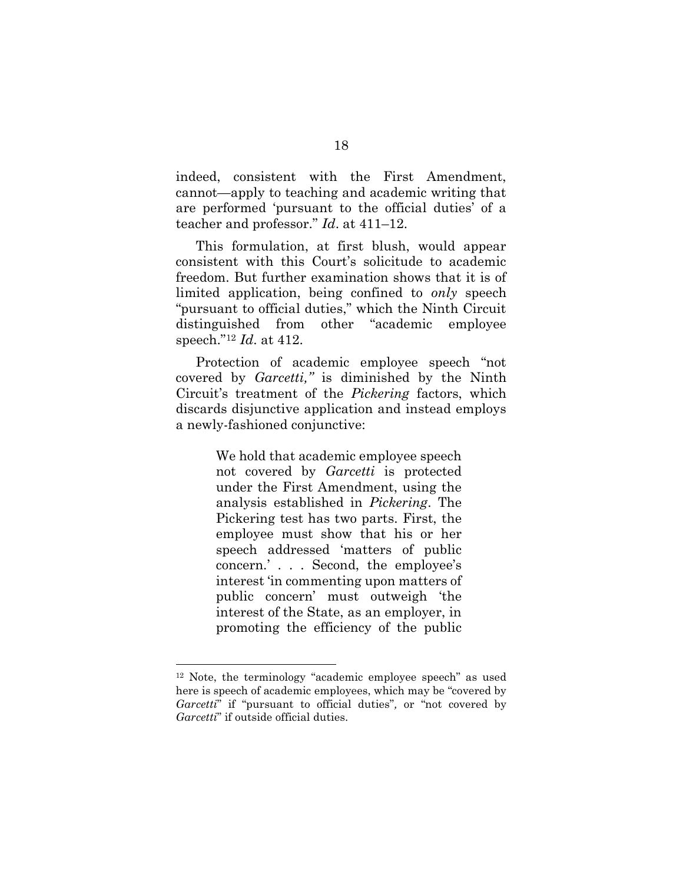indeed, consistent with the First Amendment, cannot—apply to teaching and academic writing that are performed 'pursuant to the official duties' of a teacher and professor." *Id*. at 411–12.

This formulation, at first blush, would appear consistent with this Court's solicitude to academic freedom. But further examination shows that it is of limited application, being confined to *only* speech "pursuant to official duties," which the Ninth Circuit distinguished from other "academic employee speech."[12] *Id*. at 412.

Protection of academic employee speech "not covered by *Garcetti,"* is diminished by the Ninth Circuit's treatment of the *Pickering* factors, which discards disjunctive application and instead employs a newly-fashioned conjunctive:

> We hold that academic employee speech not covered by *Garcetti* is protected under the First Amendment, using the analysis established in *Pickering*. The Pickering test has two parts. First, the employee must show that his or her speech addressed 'matters of public concern.' . . . Second, the employee's interest 'in commenting upon matters of public concern' must outweigh 'the interest of the State, as an employer, in promoting the efficiency of the public

---

[12] Note, the terminology "academic employee speech" as used here is speech of academic employees, which may be "covered by *Garcetti*" if "pursuant to official duties", or "not covered by *Garcetti*" if outside official duties.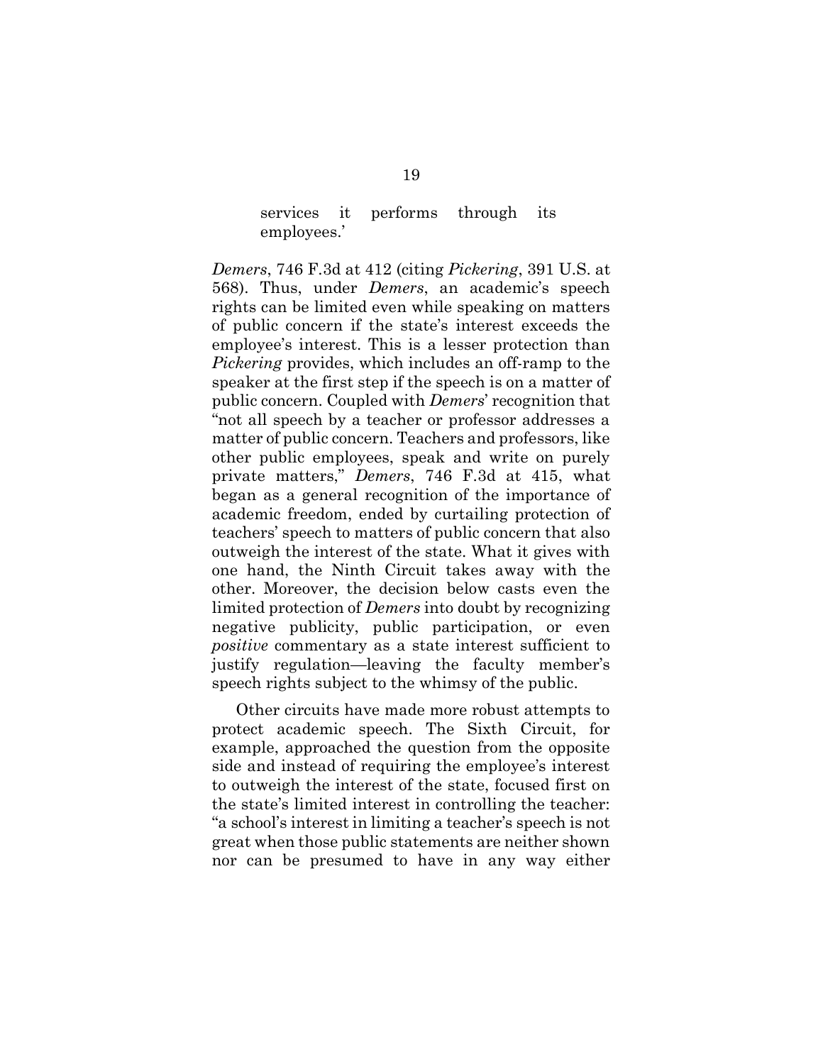> services it performs through its employees.'

*Demers*, 746 F.3d at 412 (citing *Pickering*, 391 U.S. at 568). Thus, under *Demers*, an academic's speech rights can be limited even while speaking on matters of public concern if the state's interest exceeds the employee's interest. This is a lesser protection than *Pickering* provides, which includes an off-ramp to the speaker at the first step if the speech is on a matter of public concern. Coupled with *Demers*' recognition that "not all speech by a teacher or professor addresses a matter of public concern. Teachers and professors, like other public employees, speak and write on purely private matters," *Demers*, 746 F.3d at 415, what began as a general recognition of the importance of academic freedom, ended by curtailing protection of teachers' speech to matters of public concern that also outweigh the interest of the state. What it gives with one hand, the Ninth Circuit takes away with the other. Moreover, the decision below casts even the limited protection of *Demers* into doubt by recognizing negative publicity, public participation, or even *positive* commentary as a state interest sufficient to justify regulation—leaving the faculty member's speech rights subject to the whimsy of the public.

Other circuits have made more robust attempts to protect academic speech. The Sixth Circuit, for example, approached the question from the opposite side and instead of requiring the employee's interest to outweigh the interest of the state, focused first on the state's limited interest in controlling the teacher: "a school's interest in limiting a teacher's speech is not great when those public statements are neither shown nor can be presumed to have in any way either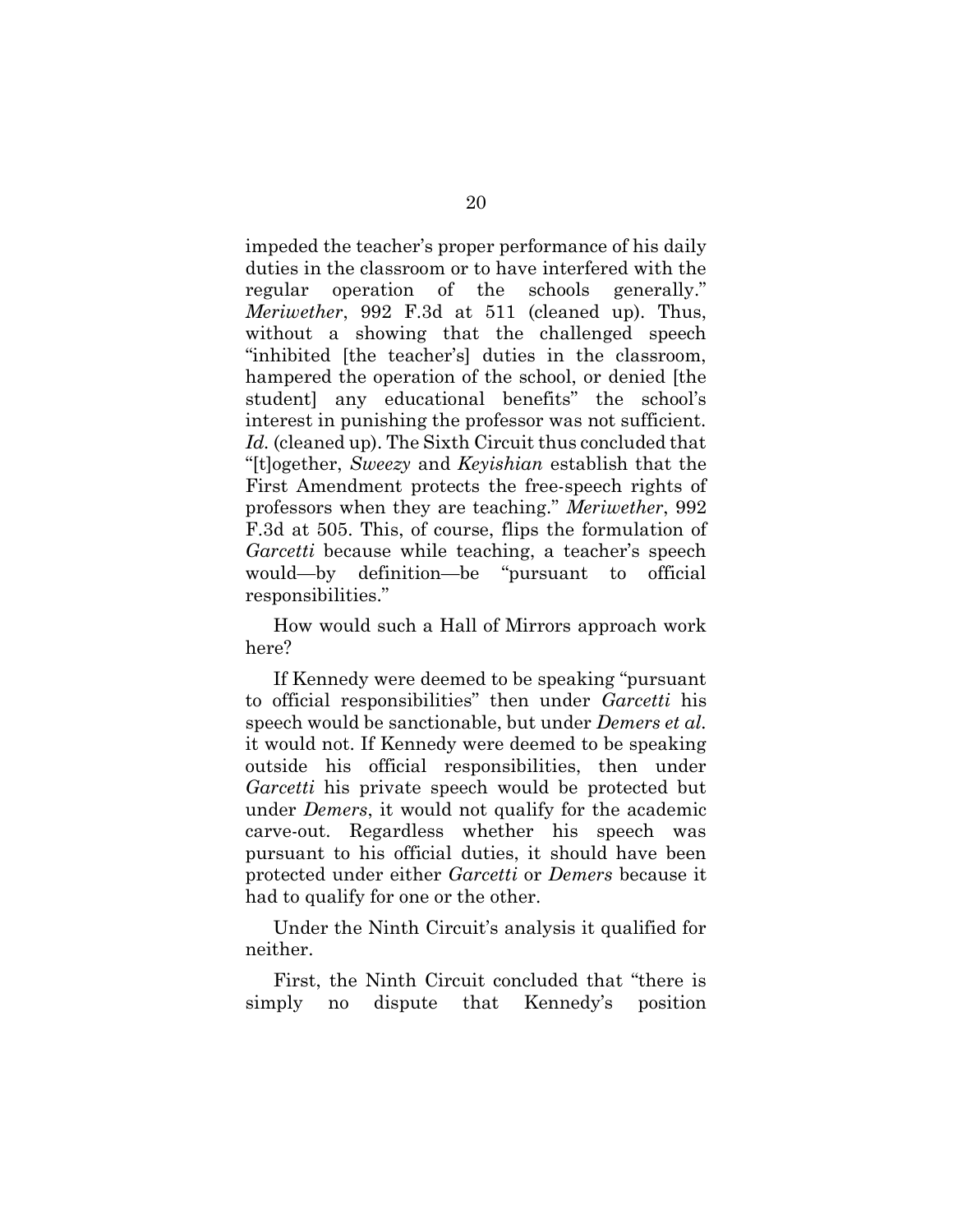impeded the teacher's proper performance of his daily duties in the classroom or to have interfered with the regular operation of the schools generally." *Meriwether*, 992 F.3d at 511 (cleaned up). Thus, without a showing that the challenged speech "inhibited [the teacher's] duties in the classroom, hampered the operation of the school, or denied [the student] any educational benefits" the school's interest in punishing the professor was not sufficient. *Id.* (cleaned up). The Sixth Circuit thus concluded that "[t]ogether, *Sweezy* and *Keyishian* establish that the First Amendment protects the free-speech rights of professors when they are teaching." *Meriwether*, 992 F.3d at 505. This, of course, flips the formulation of *Garcetti* because while teaching, a teacher's speech would—by definition—be "pursuant to official responsibilities."

How would such a Hall of Mirrors approach work here?

If Kennedy were deemed to be speaking "pursuant to official responsibilities" then under *Garcetti* his speech would be sanctionable, but under *Demers et al.* it would not. If Kennedy were deemed to be speaking outside his official responsibilities, then under *Garcetti* his private speech would be protected but under *Demers*, it would not qualify for the academic carve-out. Regardless whether his speech was pursuant to his official duties, it should have been protected under either *Garcetti* or *Demers* because it had to qualify for one or the other.

Under the Ninth Circuit's analysis it qualified for neither.

First, the Ninth Circuit concluded that "there is simply no dispute that Kennedy's position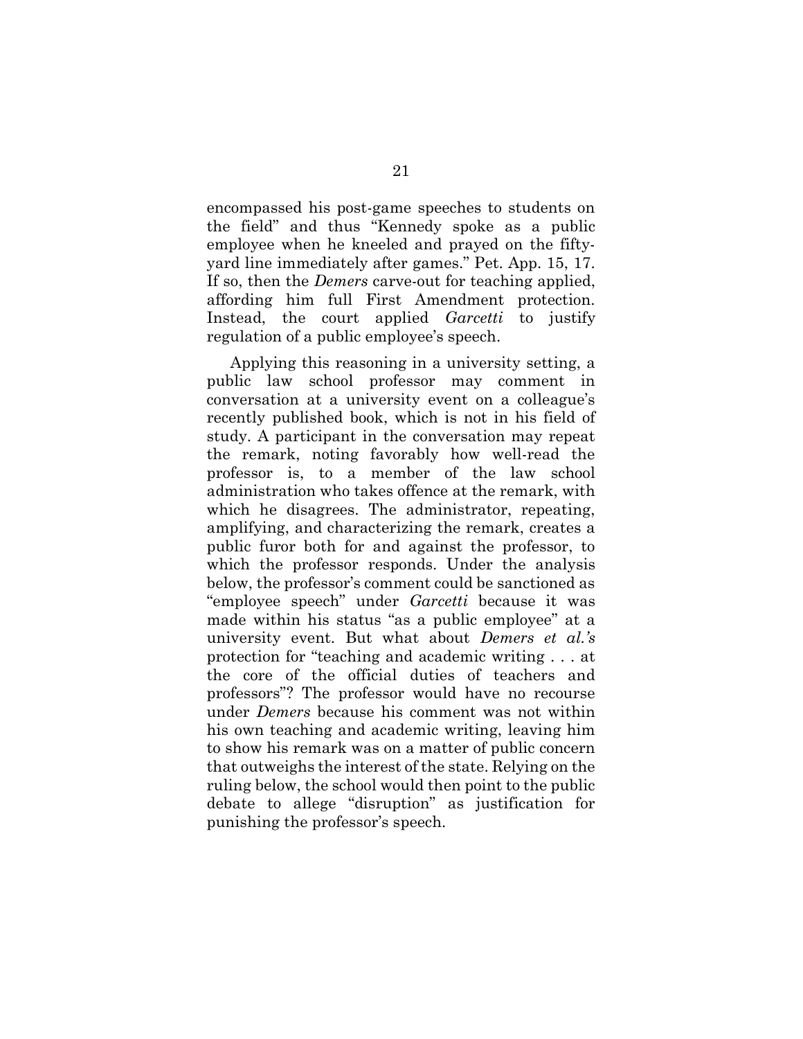encompassed his post-game speeches to students on the field" and thus "Kennedy spoke as a public employee when he kneeled and prayed on the fifty-yard line immediately after games." Pet. App. 15, 17. If so, then the *Demers* carve-out for teaching applied, affording him full First Amendment protection. Instead, the court applied *Garcetti* to justify regulation of a public employee's speech.

Applying this reasoning in a university setting, a public law school professor may comment in conversation at a university event on a colleague's recently published book, which is not in his field of study. A participant in the conversation may repeat the remark, noting favorably how well-read the professor is, to a member of the law school administration who takes offence at the remark, with which he disagrees. The administrator, repeating, amplifying, and characterizing the remark, creates a public furor both for and against the professor, to which the professor responds. Under the analysis below, the professor's comment could be sanctioned as "employee speech" under *Garcetti* because it was made within his status "as a public employee" at a university event. But what about *Demers et al.'s* protection for "teaching and academic writing . . . at the core of the official duties of teachers and professors"? The professor would have no recourse under *Demers* because his comment was not within his own teaching and academic writing, leaving him to show his remark was on a matter of public concern that outweighs the interest of the state. Relying on the ruling below, the school would then point to the public debate to allege "disruption" as justification for punishing the professor's speech.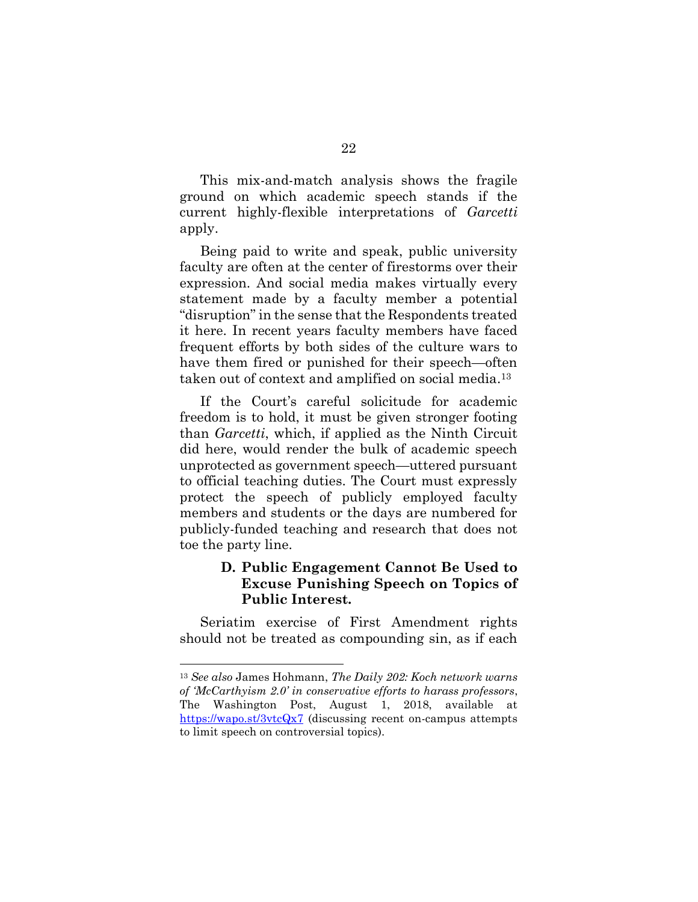This mix-and-match analysis shows the fragile ground on which academic speech stands if the current highly-flexible interpretations of *Garcetti* apply.

Being paid to write and speak, public university faculty are often at the center of firestorms over their expression. And social media makes virtually every statement made by a faculty member a potential "disruption" in the sense that the Respondents treated it here. In recent years faculty members have faced frequent efforts by both sides of the culture wars to have them fired or punished for their speech—often taken out of context and amplified on social media.[13]

If the Court's careful solicitude for academic freedom is to hold, it must be given stronger footing than *Garcetti*, which, if applied as the Ninth Circuit did here, would render the bulk of academic speech unprotected as government speech—uttered pursuant to official teaching duties. The Court must expressly protect the speech of publicly employed faculty members and students or the days are numbered for publicly-funded teaching and research that does not toe the party line.

### D. Public Engagement Cannot Be Used to Excuse Punishing Speech on Topics of Public Interest.

Seriatim exercise of First Amendment rights should not be treated as compounding sin, as if each

---

[13] *See also* James Hohmann, *The Daily 202: Koch network warns of 'McCarthyism 2.0' in conservative efforts to harass professors*, The Washington Post, August 1, 2018, available at https://wapo.st/3vtcQx7 (discussing recent on-campus attempts to limit speech on controversial topics).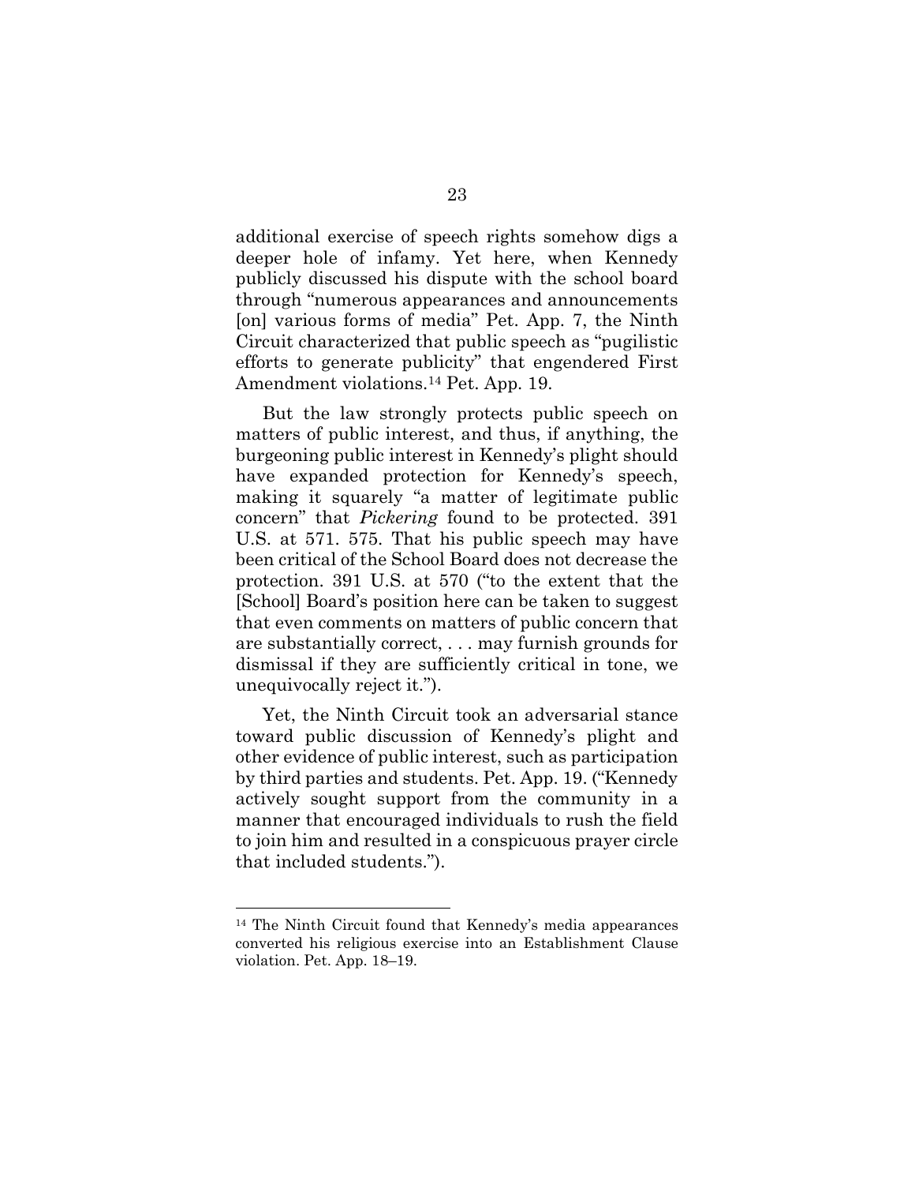additional exercise of speech rights somehow digs a deeper hole of infamy. Yet here, when Kennedy publicly discussed his dispute with the school board through "numerous appearances and announcements [on] various forms of media" Pet. App. 7, the Ninth Circuit characterized that public speech as "pugilistic efforts to generate publicity" that engendered First Amendment violations.[14] Pet. App. 19.

But the law strongly protects public speech on matters of public interest, and thus, if anything, the burgeoning public interest in Kennedy's plight should have expanded protection for Kennedy's speech, making it squarely "a matter of legitimate public concern" that *Pickering* found to be protected. 391 U.S. at 571. 575. That his public speech may have been critical of the School Board does not decrease the protection. 391 U.S. at 570 ("to the extent that the [School] Board's position here can be taken to suggest that even comments on matters of public concern that are substantially correct, . . . may furnish grounds for dismissal if they are sufficiently critical in tone, we unequivocally reject it.").

Yet, the Ninth Circuit took an adversarial stance toward public discussion of Kennedy's plight and other evidence of public interest, such as participation by third parties and students. Pet. App. 19. ("Kennedy actively sought support from the community in a manner that encouraged individuals to rush the field to join him and resulted in a conspicuous prayer circle that included students.").

---

[14] The Ninth Circuit found that Kennedy's media appearances converted his religious exercise into an Establishment Clause violation. Pet. App. 18–19.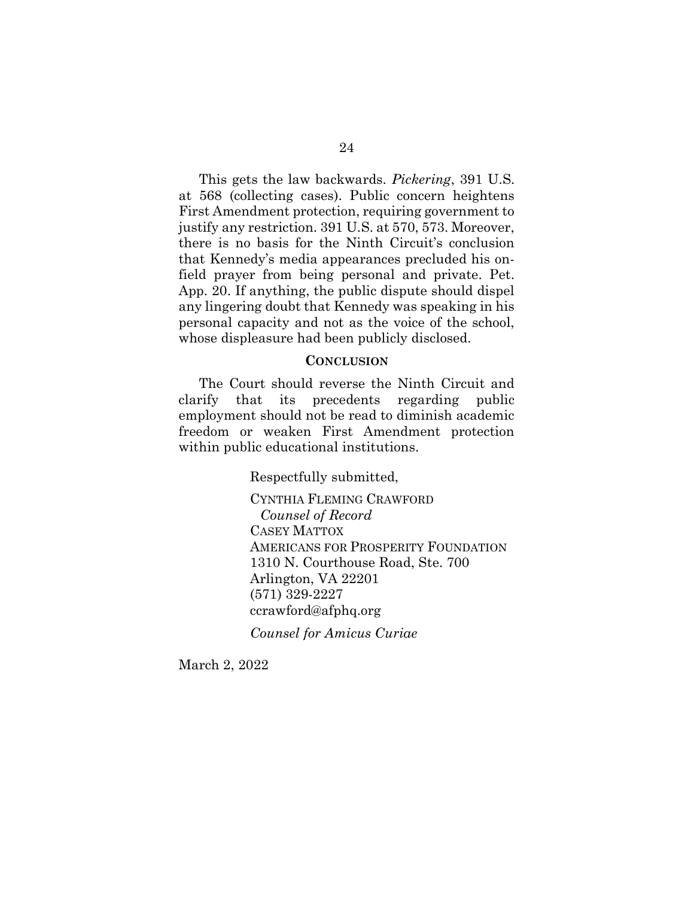This gets the law backwards. *Pickering*, 391 U.S. at 568 (collecting cases). Public concern heightens First Amendment protection, requiring government to justify any restriction. 391 U.S. at 570, 573. Moreover, there is no basis for the Ninth Circuit's conclusion that Kennedy's media appearances precluded his on-field prayer from being personal and private. Pet. App. 20. If anything, the public dispute should dispel any lingering doubt that Kennedy was speaking in his personal capacity and not as the voice of the school, whose displeasure had been publicly disclosed.

## CONCLUSION

The Court should reverse the Ninth Circuit and clarify that its precedents regarding public employment should not be read to diminish academic freedom or weaken First Amendment protection within public educational institutions.

Respectfully submitted,

CYNTHIA FLEMING CRAWFORD
*Counsel of Record*
CASEY MATTOX
AMERICANS FOR PROSPERITY FOUNDATION
1310 N. Courthouse Road, Ste. 700
Arlington, VA 22201
(571) 329-2227
ccrawford@afphq.org

*Counsel for Amicus Curiae*

March 2, 2022